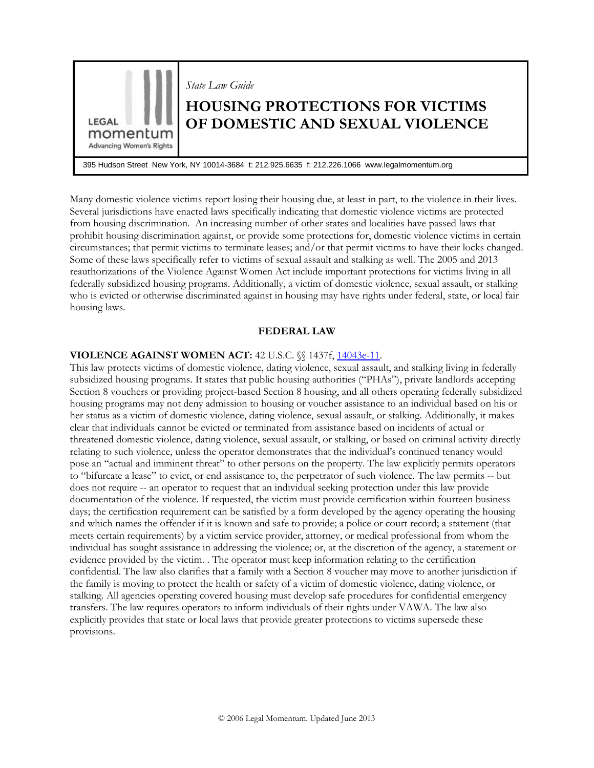*State Law Guide*

# HOUSING PROTECTIONS FOR VICTIMS OF DOMESTIC AND SEXUAL VIOLENCE

LEGAL momentum
Advancing Women's Rights

395 Hudson Street New York, NY 10014-3684 t: 212.925.6635 f: 212.226.1066 www.legalmomentum.org

Many domestic violence victims report losing their housing due, at least in part, to the violence in their lives. Several jurisdictions have enacted laws specifically indicating that domestic violence victims are protected from housing discrimination. An increasing number of other states and localities have passed laws that prohibit housing discrimination against, or provide some protections for, domestic violence victims in certain circumstances; that permit victims to terminate leases; and/or that permit victims to have their locks changed. Some of these laws specifically refer to victims of sexual assault and stalking as well. The 2005 and 2013 reauthorizations of the Violence Against Women Act include important protections for victims living in all federally subsidized housing programs. Additionally, a victim of domestic violence, sexual assault, or stalking who is evicted or otherwise discriminated against in housing may have rights under federal, state, or local fair housing laws.

## FEDERAL LAW

**VIOLENCE AGAINST WOMEN ACT:** 42 U.S.C. §§ 1437f, 14043e-11.

This law protects victims of domestic violence, dating violence, sexual assault, and stalking living in federally subsidized housing programs. It states that public housing authorities ("PHAs"), private landlords accepting Section 8 vouchers or providing project-based Section 8 housing, and all others operating federally subsidized housing programs may not deny admission to housing or voucher assistance to an individual based on his or her status as a victim of domestic violence, dating violence, sexual assault, or stalking. Additionally, it makes clear that individuals cannot be evicted or terminated from assistance based on incidents of actual or threatened domestic violence, dating violence, sexual assault, or stalking, or based on criminal activity directly relating to such violence, unless the operator demonstrates that the individual's continued tenancy would pose an "actual and imminent threat" to other persons on the property. The law explicitly permits operators to "bifurcate a lease" to evict, or end assistance to, the perpetrator of such violence. The law permits -- but does not require -- an operator to request that an individual seeking protection under this law provide documentation of the violence. If requested, the victim must provide certification within fourteen business days; the certification requirement can be satisfied by a form developed by the agency operating the housing and which names the offender if it is known and safe to provide; a police or court record; a statement (that meets certain requirements) by a victim service provider, attorney, or medical professional from whom the individual has sought assistance in addressing the violence; or, at the discretion of the agency, a statement or evidence provided by the victim. . The operator must keep information relating to the certification confidential. The law also clarifies that a family with a Section 8 voucher may move to another jurisdiction if the family is moving to protect the health or safety of a victim of domestic violence, dating violence, or stalking. All agencies operating covered housing must develop safe procedures for confidential emergency transfers. The law requires operators to inform individuals of their rights under VAWA. The law also explicitly provides that state or local laws that provide greater protections to victims supersede these provisions.

© 2006 Legal Momentum. Updated June 2013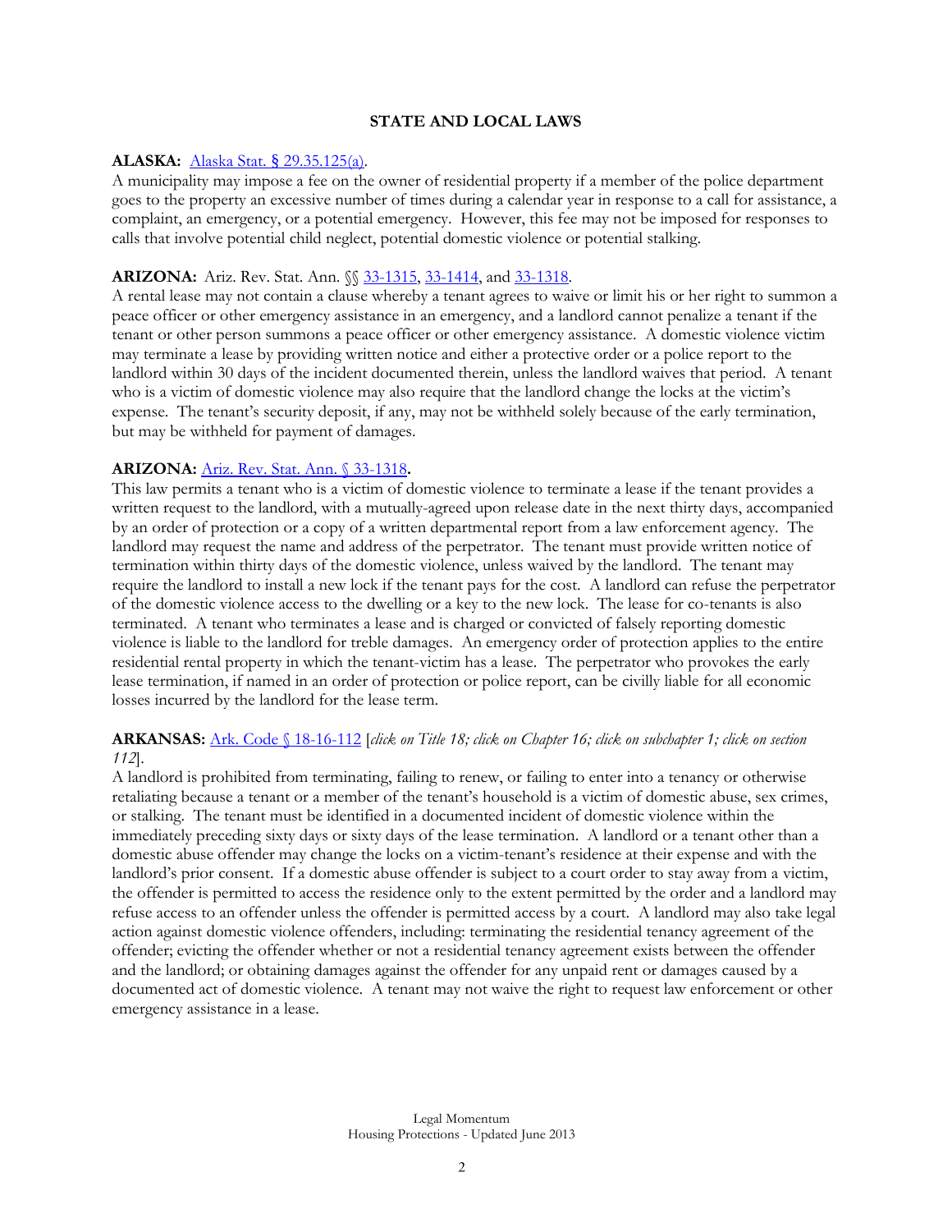## STATE AND LOCAL LAWS

**ALASKA:** Alaska Stat. § 29.35.125(a).
A municipality may impose a fee on the owner of residential property if a member of the police department goes to the property an excessive number of times during a calendar year in response to a call for assistance, a complaint, an emergency, or a potential emergency. However, this fee may not be imposed for responses to calls that involve potential child neglect, potential domestic violence or potential stalking.

**ARIZONA:** Ariz. Rev. Stat. Ann. §§ 33-1315, 33-1414, and 33-1318.
A rental lease may not contain a clause whereby a tenant agrees to waive or limit his or her right to summon a peace officer or other emergency assistance in an emergency, and a landlord cannot penalize a tenant if the tenant or other person summons a peace officer or other emergency assistance. A domestic violence victim may terminate a lease by providing written notice and either a protective order or a police report to the landlord within 30 days of the incident documented therein, unless the landlord waives that period. A tenant who is a victim of domestic violence may also require that the landlord change the locks at the victim's expense. The tenant's security deposit, if any, may not be withheld solely because of the early termination, but may be withheld for payment of damages.

**ARIZONA:** Ariz. Rev. Stat. Ann. § 33-1318**.**
This law permits a tenant who is a victim of domestic violence to terminate a lease if the tenant provides a written request to the landlord, with a mutually-agreed upon release date in the next thirty days, accompanied by an order of protection or a copy of a written departmental report from a law enforcement agency. The landlord may request the name and address of the perpetrator. The tenant must provide written notice of termination within thirty days of the domestic violence, unless waived by the landlord. The tenant may require the landlord to install a new lock if the tenant pays for the cost. A landlord can refuse the perpetrator of the domestic violence access to the dwelling or a key to the new lock. The lease for co-tenants is also terminated. A tenant who terminates a lease and is charged or convicted of falsely reporting domestic violence is liable to the landlord for treble damages. An emergency order of protection applies to the entire residential rental property in which the tenant-victim has a lease. The perpetrator who provokes the early lease termination, if named in an order of protection or police report, can be civilly liable for all economic losses incurred by the landlord for the lease term.

**ARKANSAS:** Ark. Code § 18-16-112 [*click on Title 18; click on Chapter 16; click on subchapter 1; click on section 112*].
A landlord is prohibited from terminating, failing to renew, or failing to enter into a tenancy or otherwise retaliating because a tenant or a member of the tenant's household is a victim of domestic abuse, sex crimes, or stalking. The tenant must be identified in a documented incident of domestic violence within the immediately preceding sixty days or sixty days of the lease termination. A landlord or a tenant other than a domestic abuse offender may change the locks on a victim-tenant's residence at their expense and with the landlord's prior consent. If a domestic abuse offender is subject to a court order to stay away from a victim, the offender is permitted to access the residence only to the extent permitted by the order and a landlord may refuse access to an offender unless the offender is permitted access by a court. A landlord may also take legal action against domestic violence offenders, including: terminating the residential tenancy agreement of the offender; evicting the offender whether or not a residential tenancy agreement exists between the offender and the landlord; or obtaining damages against the offender for any unpaid rent or damages caused by a documented act of domestic violence. A tenant may not waive the right to request law enforcement or other emergency assistance in a lease.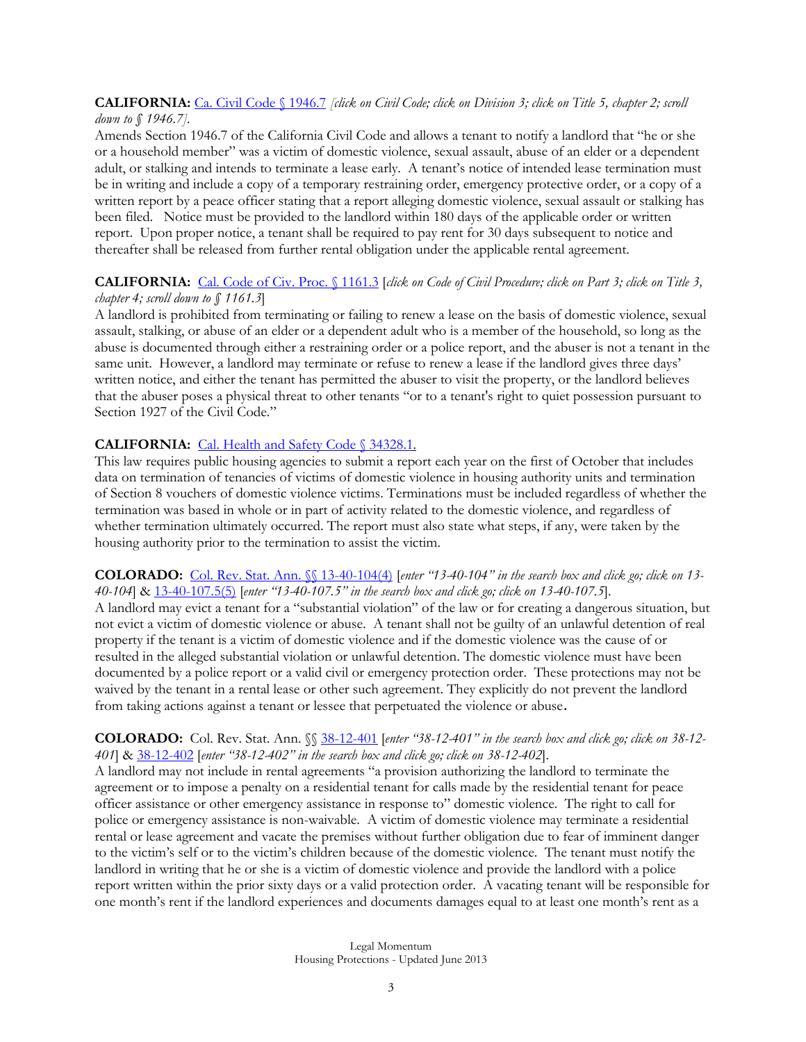**CALIFORNIA:** [Ca. Civil Code § 1946.7](#) *[click on Civil Code; click on Division 3; click on Title 5, chapter 2; scroll down to § 1946.7].*
Amends Section 1946.7 of the California Civil Code and allows a tenant to notify a landlord that "he or she or a household member" was a victim of domestic violence, sexual assault, abuse of an elder or a dependent adult, or stalking and intends to terminate a lease early. A tenant's notice of intended lease termination must be in writing and include a copy of a temporary restraining order, emergency protective order, or a copy of a written report by a peace officer stating that a report alleging domestic violence, sexual assault or stalking has been filed. Notice must be provided to the landlord within 180 days of the applicable order or written report. Upon proper notice, a tenant shall be required to pay rent for 30 days subsequent to notice and thereafter shall be released from further rental obligation under the applicable rental agreement.

**CALIFORNIA:** [Cal. Code of Civ. Proc. § 1161.3](#) [*click on Code of Civil Procedure; click on Part 3; click on Title 3, chapter 4; scroll down to § 1161.3*]
A landlord is prohibited from terminating or failing to renew a lease on the basis of domestic violence, sexual assault, stalking, or abuse of an elder or a dependent adult who is a member of the household, so long as the abuse is documented through either a restraining order or a police report, and the abuser is not a tenant in the same unit. However, a landlord may terminate or refuse to renew a lease if the landlord gives three days' written notice, and either the tenant has permitted the abuser to visit the property, or the landlord believes that the abuser poses a physical threat to other tenants "or to a tenant's right to quiet possession pursuant to Section 1927 of the Civil Code."

**CALIFORNIA:** [Cal. Health and Safety Code § 34328.1.](#)
This law requires public housing agencies to submit a report each year on the first of October that includes data on termination of tenancies of victims of domestic violence in housing authority units and termination of Section 8 vouchers of domestic violence victims. Terminations must be included regardless of whether the termination was based in whole or in part of activity related to the domestic violence, and regardless of whether termination ultimately occurred. The report must also state what steps, if any, were taken by the housing authority prior to the termination to assist the victim.

**COLORADO:** [Col. Rev. Stat. Ann. §§ 13-40-104(4)](#) [*enter "13-40-104" in the search box and click go; click on 13-40-104*] & [13-40-107.5(5)](#) [*enter "13-40-107.5" in the search box and click go; click on 13-40-107.5*].
A landlord may evict a tenant for a "substantial violation" of the law or for creating a dangerous situation, but not evict a victim of domestic violence or abuse. A tenant shall not be guilty of an unlawful detention of real property if the tenant is a victim of domestic violence and if the domestic violence was the cause of or resulted in the alleged substantial violation or unlawful detention. The domestic violence must have been documented by a police report or a valid civil or emergency protection order. These protections may not be waived by the tenant in a rental lease or other such agreement. They explicitly do not prevent the landlord from taking actions against a tenant or lessee that perpetuated the violence or abuse.

**COLORADO:** Col. Rev. Stat. Ann. §§ [38-12-401](#) [*enter "38-12-401" in the search box and click go; click on 38-12-401*] & [38-12-402](#) [*enter "38-12-402" in the search box and click go; click on 38-12-402*].
A landlord may not include in rental agreements "a provision authorizing the landlord to terminate the agreement or to impose a penalty on a residential tenant for calls made by the residential tenant for peace officer assistance or other emergency assistance in response to" domestic violence. The right to call for police or emergency assistance is non-waivable. A victim of domestic violence may terminate a residential rental or lease agreement and vacate the premises without further obligation due to fear of imminent danger to the victim's self or to the victim's children because of the domestic violence. The tenant must notify the landlord in writing that he or she is a victim of domestic violence and provide the landlord with a police report written within the prior sixty days or a valid protection order. A vacating tenant will be responsible for one month's rent if the landlord experiences and documents damages equal to at least one month's rent as a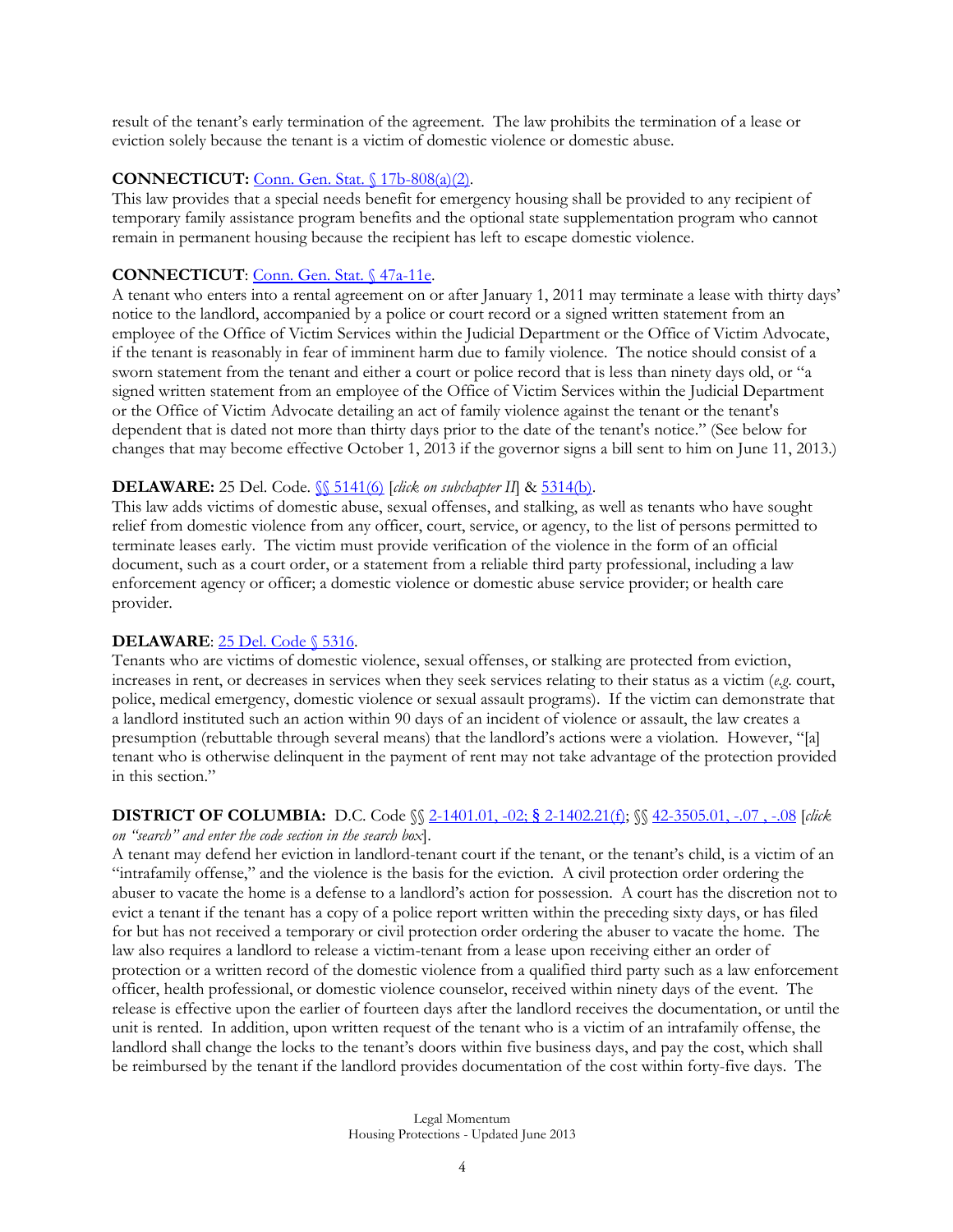result of the tenant's early termination of the agreement. The law prohibits the termination of a lease or eviction solely because the tenant is a victim of domestic violence or domestic abuse.

**CONNECTICUT:** Conn. Gen. Stat. § 17b-808(a)(2).
This law provides that a special needs benefit for emergency housing shall be provided to any recipient of temporary family assistance program benefits and the optional state supplementation program who cannot remain in permanent housing because the recipient has left to escape domestic violence.

**CONNECTICUT**: Conn. Gen. Stat. § 47a-11e.
A tenant who enters into a rental agreement on or after January 1, 2011 may terminate a lease with thirty days' notice to the landlord, accompanied by a police or court record or a signed written statement from an employee of the Office of Victim Services within the Judicial Department or the Office of Victim Advocate, if the tenant is reasonably in fear of imminent harm due to family violence. The notice should consist of a sworn statement from the tenant and either a court or police record that is less than ninety days old, or "a signed written statement from an employee of the Office of Victim Services within the Judicial Department or the Office of Victim Advocate detailing an act of family violence against the tenant or the tenant's dependent that is dated not more than thirty days prior to the date of the tenant's notice." (See below for changes that may become effective October 1, 2013 if the governor signs a bill sent to him on June 11, 2013.)

**DELAWARE:** 25 Del. Code. §§ 5141(6) [*click on subchapter II*] & 5314(b).
This law adds victims of domestic abuse, sexual offenses, and stalking, as well as tenants who have sought relief from domestic violence from any officer, court, service, or agency, to the list of persons permitted to terminate leases early. The victim must provide verification of the violence in the form of an official document, such as a court order, or a statement from a reliable third party professional, including a law enforcement agency or officer; a domestic violence or domestic abuse service provider; or health care provider.

**DELAWARE**: 25 Del. Code § 5316.
Tenants who are victims of domestic violence, sexual offenses, or stalking are protected from eviction, increases in rent, or decreases in services when they seek services relating to their status as a victim (*e.g.* court, police, medical emergency, domestic violence or sexual assault programs). If the victim can demonstrate that a landlord instituted such an action within 90 days of an incident of violence or assault, the law creates a presumption (rebuttable through several means) that the landlord's actions were a violation. However, "[a] tenant who is otherwise delinquent in the payment of rent may not take advantage of the protection provided in this section."

**DISTRICT OF COLUMBIA:** D.C. Code §§ 2-1401.01, -02; § 2-1402.21(f); §§ 42-3505.01, -.07 , -.08 [*click on "search" and enter the code section in the search box*].
A tenant may defend her eviction in landlord-tenant court if the tenant, or the tenant's child, is a victim of an "intrafamily offense," and the violence is the basis for the eviction. A civil protection order ordering the abuser to vacate the home is a defense to a landlord's action for possession. A court has the discretion not to evict a tenant if the tenant has a copy of a police report written within the preceding sixty days, or has filed for but has not received a temporary or civil protection order ordering the abuser to vacate the home. The law also requires a landlord to release a victim-tenant from a lease upon receiving either an order of protection or a written record of the domestic violence from a qualified third party such as a law enforcement officer, health professional, or domestic violence counselor, received within ninety days of the event. The release is effective upon the earlier of fourteen days after the landlord receives the documentation, or until the unit is rented. In addition, upon written request of the tenant who is a victim of an intrafamily offense, the landlord shall change the locks to the tenant's doors within five business days, and pay the cost, which shall be reimbursed by the tenant if the landlord provides documentation of the cost within forty-five days. The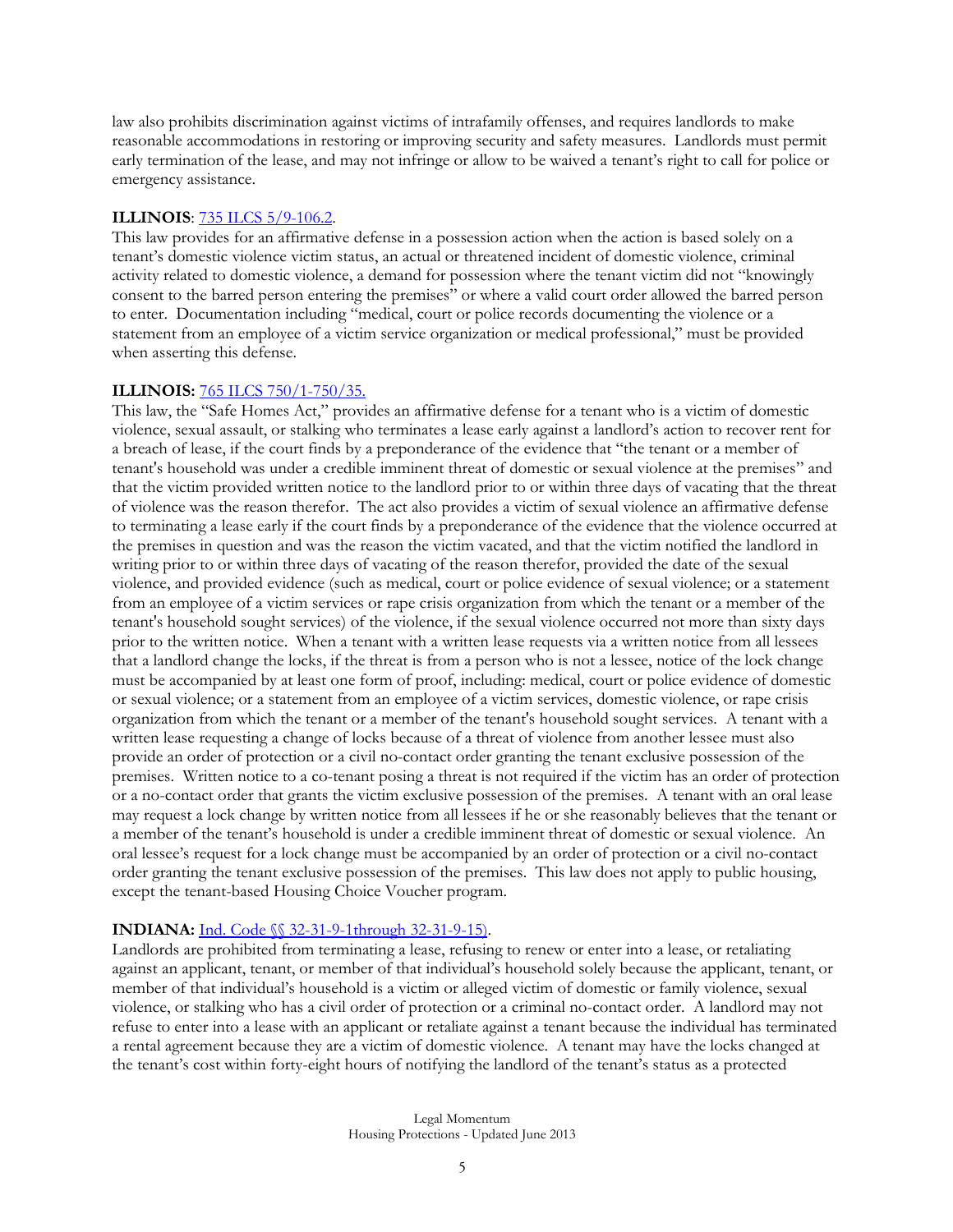law also prohibits discrimination against victims of intrafamily offenses, and requires landlords to make reasonable accommodations in restoring or improving security and safety measures. Landlords must permit early termination of the lease, and may not infringe or allow to be waived a tenant's right to call for police or emergency assistance.

**ILLINOIS**: 735 ILCS 5/9-106.2.

This law provides for an affirmative defense in a possession action when the action is based solely on a tenant's domestic violence victim status, an actual or threatened incident of domestic violence, criminal activity related to domestic violence, a demand for possession where the tenant victim did not "knowingly consent to the barred person entering the premises" or where a valid court order allowed the barred person to enter. Documentation including "medical, court or police records documenting the violence or a statement from an employee of a victim service organization or medical professional," must be provided when asserting this defense.

**ILLINOIS:** 765 ILCS 750/1-750/35.

This law, the "Safe Homes Act," provides an affirmative defense for a tenant who is a victim of domestic violence, sexual assault, or stalking who terminates a lease early against a landlord's action to recover rent for a breach of lease, if the court finds by a preponderance of the evidence that "the tenant or a member of tenant's household was under a credible imminent threat of domestic or sexual violence at the premises" and that the victim provided written notice to the landlord prior to or within three days of vacating that the threat of violence was the reason therefor. The act also provides a victim of sexual violence an affirmative defense to terminating a lease early if the court finds by a preponderance of the evidence that the violence occurred at the premises in question and was the reason the victim vacated, and that the victim notified the landlord in writing prior to or within three days of vacating of the reason therefor, provided the date of the sexual violence, and provided evidence (such as medical, court or police evidence of sexual violence; or a statement from an employee of a victim services or rape crisis organization from which the tenant or a member of the tenant's household sought services) of the violence, if the sexual violence occurred not more than sixty days prior to the written notice. When a tenant with a written lease requests via a written notice from all lessees that a landlord change the locks, if the threat is from a person who is not a lessee, notice of the lock change must be accompanied by at least one form of proof, including: medical, court or police evidence of domestic or sexual violence; or a statement from an employee of a victim services, domestic violence, or rape crisis organization from which the tenant or a member of the tenant's household sought services. A tenant with a written lease requesting a change of locks because of a threat of violence from another lessee must also provide an order of protection or a civil no-contact order granting the tenant exclusive possession of the premises. Written notice to a co-tenant posing a threat is not required if the victim has an order of protection or a no-contact order that grants the victim exclusive possession of the premises. A tenant with an oral lease may request a lock change by written notice from all lessees if he or she reasonably believes that the tenant or a member of the tenant's household is under a credible imminent threat of domestic or sexual violence. An oral lessee's request for a lock change must be accompanied by an order of protection or a civil no-contact order granting the tenant exclusive possession of the premises. This law does not apply to public housing, except the tenant-based Housing Choice Voucher program.

**INDIANA:** Ind. Code §§ 32-31-9-1through 32-31-9-15).

Landlords are prohibited from terminating a lease, refusing to renew or enter into a lease, or retaliating against an applicant, tenant, or member of that individual's household solely because the applicant, tenant, or member of that individual's household is a victim or alleged victim of domestic or family violence, sexual violence, or stalking who has a civil order of protection or a criminal no-contact order. A landlord may not refuse to enter into a lease with an applicant or retaliate against a tenant because the individual has terminated a rental agreement because they are a victim of domestic violence. A tenant may have the locks changed at the tenant's cost within forty-eight hours of notifying the landlord of the tenant's status as a protected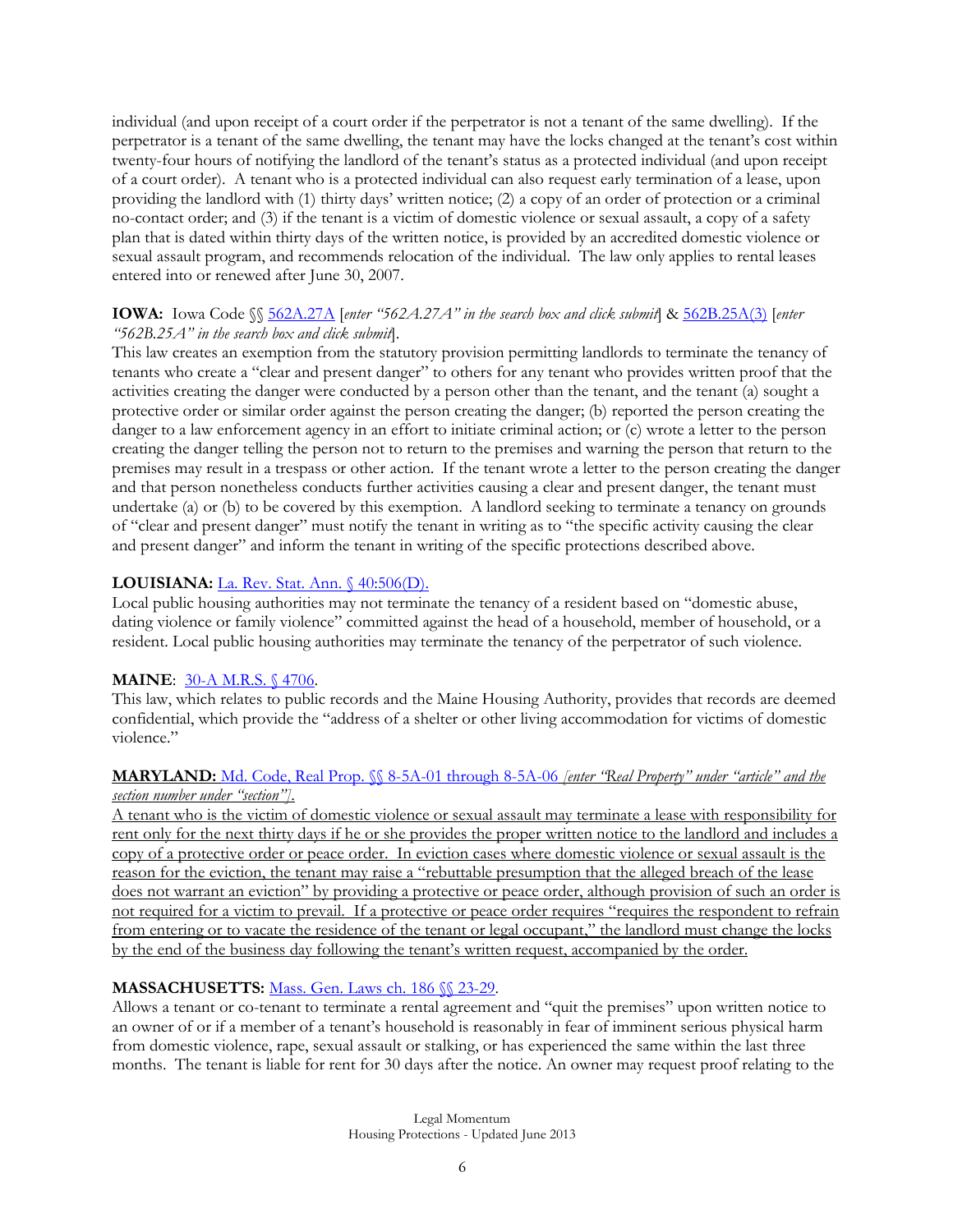individual (and upon receipt of a court order if the perpetrator is not a tenant of the same dwelling). If the perpetrator is a tenant of the same dwelling, the tenant may have the locks changed at the tenant's cost within twenty-four hours of notifying the landlord of the tenant's status as a protected individual (and upon receipt of a court order). A tenant who is a protected individual can also request early termination of a lease, upon providing the landlord with (1) thirty days' written notice; (2) a copy of an order of protection or a criminal no-contact order; and (3) if the tenant is a victim of domestic violence or sexual assault, a copy of a safety plan that is dated within thirty days of the written notice, is provided by an accredited domestic violence or sexual assault program, and recommends relocation of the individual. The law only applies to rental leases entered into or renewed after June 30, 2007.

**IOWA:** Iowa Code §§ 562A.27A [*enter "562A.27A" in the search box and click submit*] & 562B.25A(3) [*enter "562B.25A" in the search box and click submit*].

This law creates an exemption from the statutory provision permitting landlords to terminate the tenancy of tenants who create a "clear and present danger" to others for any tenant who provides written proof that the activities creating the danger were conducted by a person other than the tenant, and the tenant (a) sought a protective order or similar order against the person creating the danger; (b) reported the person creating the danger to a law enforcement agency in an effort to initiate criminal action; or (c) wrote a letter to the person creating the danger telling the person not to return to the premises and warning the person that return to the premises may result in a trespass or other action. If the tenant wrote a letter to the person creating the danger and that person nonetheless conducts further activities causing a clear and present danger, the tenant must undertake (a) or (b) to be covered by this exemption. A landlord seeking to terminate a tenancy on grounds of "clear and present danger" must notify the tenant in writing as to "the specific activity causing the clear and present danger" and inform the tenant in writing of the specific protections described above.

**LOUISIANA:** La. Rev. Stat. Ann. § 40:506(D).

Local public housing authorities may not terminate the tenancy of a resident based on "domestic abuse, dating violence or family violence" committed against the head of a household, member of household, or a resident. Local public housing authorities may terminate the tenancy of the perpetrator of such violence.

**MAINE**: 30-A M.R.S. § 4706.

This law, which relates to public records and the Maine Housing Authority, provides that records are deemed confidential, which provide the "address of a shelter or other living accommodation for victims of domestic violence."

**MARYLAND:** Md. Code, Real Prop. §§ 8-5A-01 through 8-5A-06 *[enter "Real Property" under "article" and the section number under "section"].*

A tenant who is the victim of domestic violence or sexual assault may terminate a lease with responsibility for rent only for the next thirty days if he or she provides the proper written notice to the landlord and includes a copy of a protective order or peace order. In eviction cases where domestic violence or sexual assault is the reason for the eviction, the tenant may raise a "rebuttable presumption that the alleged breach of the lease does not warrant an eviction" by providing a protective or peace order, although provision of such an order is not required for a victim to prevail. If a protective or peace order requires "requires the respondent to refrain from entering or to vacate the residence of the tenant or legal occupant," the landlord must change the locks by the end of the business day following the tenant's written request, accompanied by the order.

**MASSACHUSETTS:** Mass. Gen. Laws ch. 186 §§ 23-29.

Allows a tenant or co-tenant to terminate a rental agreement and "quit the premises" upon written notice to an owner of or if a member of a tenant's household is reasonably in fear of imminent serious physical harm from domestic violence, rape, sexual assault or stalking, or has experienced the same within the last three months. The tenant is liable for rent for 30 days after the notice. An owner may request proof relating to the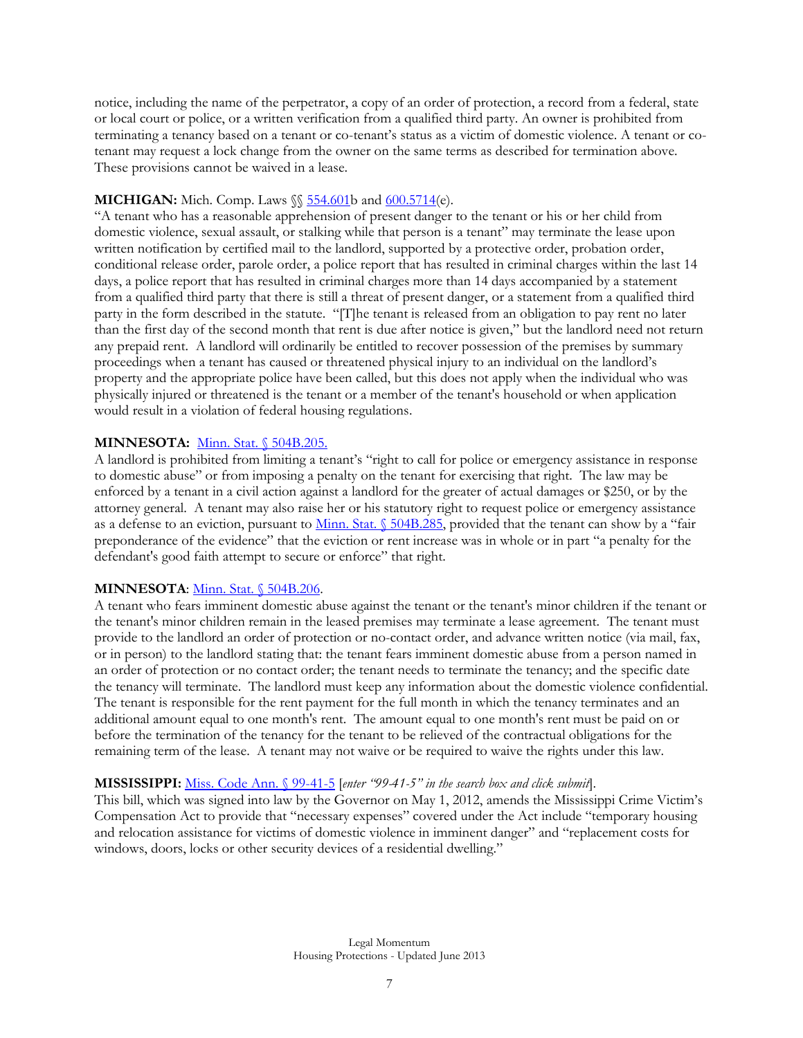notice, including the name of the perpetrator, a copy of an order of protection, a record from a federal, state or local court or police, or a written verification from a qualified third party. An owner is prohibited from terminating a tenancy based on a tenant or co-tenant's status as a victim of domestic violence. A tenant or co-tenant may request a lock change from the owner on the same terms as described for termination above. These provisions cannot be waived in a lease.

**MICHIGAN:** Mich. Comp. Laws §§ 554.601b and 600.5714(e).

"A tenant who has a reasonable apprehension of present danger to the tenant or his or her child from domestic violence, sexual assault, or stalking while that person is a tenant" may terminate the lease upon written notification by certified mail to the landlord, supported by a protective order, probation order, conditional release order, parole order, a police report that has resulted in criminal charges within the last 14 days, a police report that has resulted in criminal charges more than 14 days accompanied by a statement from a qualified third party that there is still a threat of present danger, or a statement from a qualified third party in the form described in the statute. "[T]he tenant is released from an obligation to pay rent no later than the first day of the second month that rent is due after notice is given," but the landlord need not return any prepaid rent. A landlord will ordinarily be entitled to recover possession of the premises by summary proceedings when a tenant has caused or threatened physical injury to an individual on the landlord's property and the appropriate police have been called, but this does not apply when the individual who was physically injured or threatened is the tenant or a member of the tenant's household or when application would result in a violation of federal housing regulations.

**MINNESOTA:** Minn. Stat. § 504B.205.

A landlord is prohibited from limiting a tenant's "right to call for police or emergency assistance in response to domestic abuse" or from imposing a penalty on the tenant for exercising that right. The law may be enforced by a tenant in a civil action against a landlord for the greater of actual damages or $250, or by the attorney general. A tenant may also raise her or his statutory right to request police or emergency assistance as a defense to an eviction, pursuant to Minn. Stat. § 504B.285, provided that the tenant can show by a "fair preponderance of the evidence" that the eviction or rent increase was in whole or in part "a penalty for the defendant's good faith attempt to secure or enforce" that right.

**MINNESOTA**: Minn. Stat. § 504B.206.

A tenant who fears imminent domestic abuse against the tenant or the tenant's minor children if the tenant or the tenant's minor children remain in the leased premises may terminate a lease agreement. The tenant must provide to the landlord an order of protection or no-contact order, and advance written notice (via mail, fax, or in person) to the landlord stating that: the tenant fears imminent domestic abuse from a person named in an order of protection or no contact order; the tenant needs to terminate the tenancy; and the specific date the tenancy will terminate. The landlord must keep any information about the domestic violence confidential. The tenant is responsible for the rent payment for the full month in which the tenancy terminates and an additional amount equal to one month's rent. The amount equal to one month's rent must be paid on or before the termination of the tenancy for the tenant to be relieved of the contractual obligations for the remaining term of the lease. A tenant may not waive or be required to waive the rights under this law.

**MISSISSIPPI:** Miss. Code Ann. § 99-41-5 [*enter "99-41-5" in the search box and click submit*].

This bill, which was signed into law by the Governor on May 1, 2012, amends the Mississippi Crime Victim's Compensation Act to provide that "necessary expenses" covered under the Act include "temporary housing and relocation assistance for victims of domestic violence in imminent danger" and "replacement costs for windows, doors, locks or other security devices of a residential dwelling."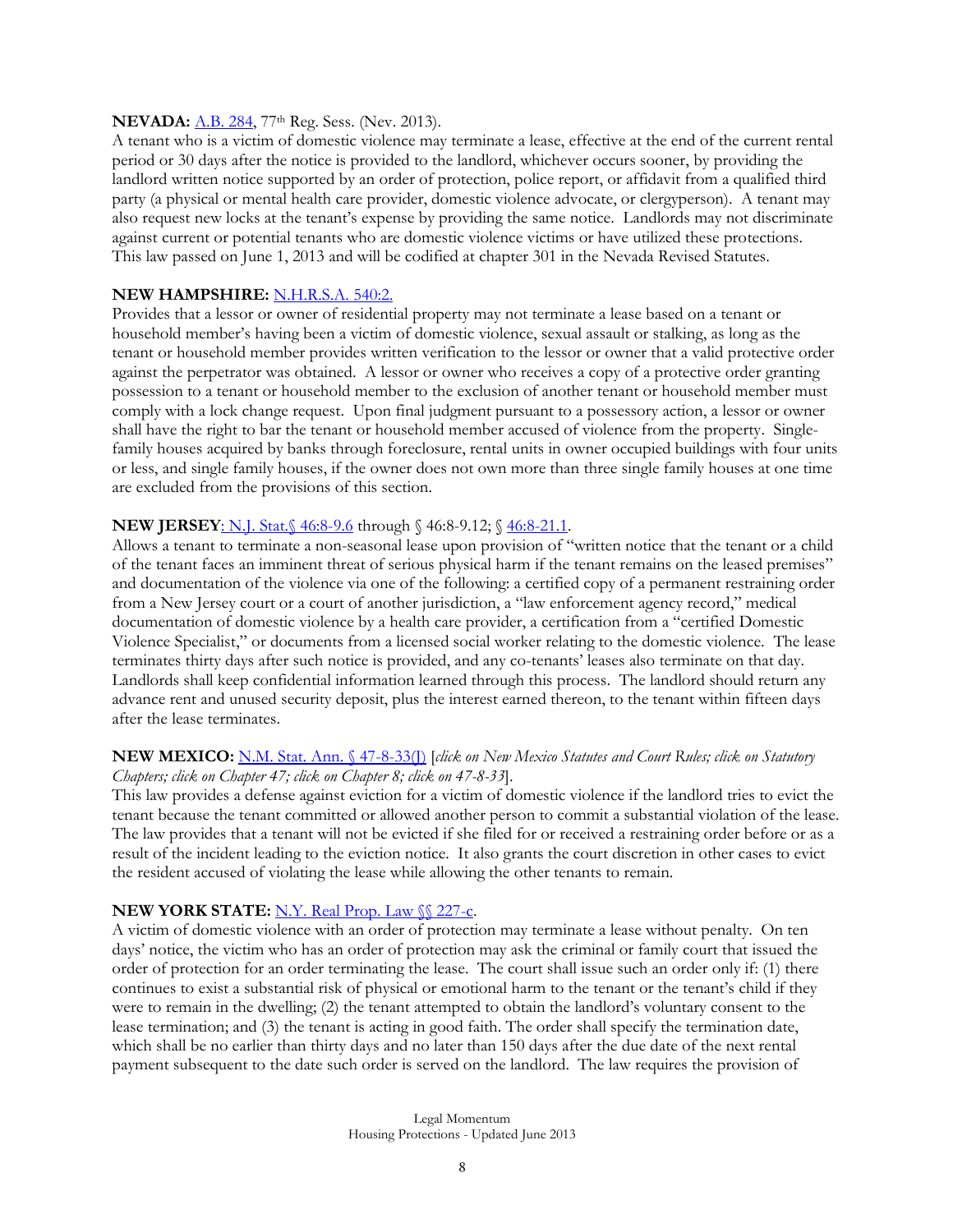**NEVADA:** A.B. 284, 77th Reg. Sess. (Nev. 2013).
A tenant who is a victim of domestic violence may terminate a lease, effective at the end of the current rental period or 30 days after the notice is provided to the landlord, whichever occurs sooner, by providing the landlord written notice supported by an order of protection, police report, or affidavit from a qualified third party (a physical or mental health care provider, domestic violence advocate, or clergyperson). A tenant may also request new locks at the tenant's expense by providing the same notice. Landlords may not discriminate against current or potential tenants who are domestic violence victims or have utilized these protections. This law passed on June 1, 2013 and will be codified at chapter 301 in the Nevada Revised Statutes.

**NEW HAMPSHIRE:** N.H.R.S.A. 540:2.
Provides that a lessor or owner of residential property may not terminate a lease based on a tenant or household member's having been a victim of domestic violence, sexual assault or stalking, as long as the tenant or household member provides written verification to the lessor or owner that a valid protective order against the perpetrator was obtained. A lessor or owner who receives a copy of a protective order granting possession to a tenant or household member to the exclusion of another tenant or household member must comply with a lock change request. Upon final judgment pursuant to a possessory action, a lessor or owner shall have the right to bar the tenant or household member accused of violence from the property. Single-family houses acquired by banks through foreclosure, rental units in owner occupied buildings with four units or less, and single family houses, if the owner does not own more than three single family houses at one time are excluded from the provisions of this section.

**NEW JERSEY**: N.J. Stat.§ 46:8-9.6 through § 46:8-9.12; § 46:8-21.1.
Allows a tenant to terminate a non-seasonal lease upon provision of "written notice that the tenant or a child of the tenant faces an imminent threat of serious physical harm if the tenant remains on the leased premises" and documentation of the violence via one of the following: a certified copy of a permanent restraining order from a New Jersey court or a court of another jurisdiction, a "law enforcement agency record," medical documentation of domestic violence by a health care provider, a certification from a "certified Domestic Violence Specialist," or documents from a licensed social worker relating to the domestic violence. The lease terminates thirty days after such notice is provided, and any co-tenants' leases also terminate on that day. Landlords shall keep confidential information learned through this process. The landlord should return any advance rent and unused security deposit, plus the interest earned thereon, to the tenant within fifteen days after the lease terminates.

**NEW MEXICO:** N.M. Stat. Ann. § 47-8-33(J) [*click on New Mexico Statutes and Court Rules; click on Statutory Chapters; click on Chapter 47; click on Chapter 8; click on 47-8-33*].
This law provides a defense against eviction for a victim of domestic violence if the landlord tries to evict the tenant because the tenant committed or allowed another person to commit a substantial violation of the lease. The law provides that a tenant will not be evicted if she filed for or received a restraining order before or as a result of the incident leading to the eviction notice. It also grants the court discretion in other cases to evict the resident accused of violating the lease while allowing the other tenants to remain.

**NEW YORK STATE:** N.Y. Real Prop. Law §§ 227-c.
A victim of domestic violence with an order of protection may terminate a lease without penalty. On ten days' notice, the victim who has an order of protection may ask the criminal or family court that issued the order of protection for an order terminating the lease. The court shall issue such an order only if: (1) there continues to exist a substantial risk of physical or emotional harm to the tenant or the tenant's child if they were to remain in the dwelling; (2) the tenant attempted to obtain the landlord's voluntary consent to the lease termination; and (3) the tenant is acting in good faith. The order shall specify the termination date, which shall be no earlier than thirty days and no later than 150 days after the due date of the next rental payment subsequent to the date such order is served on the landlord. The law requires the provision of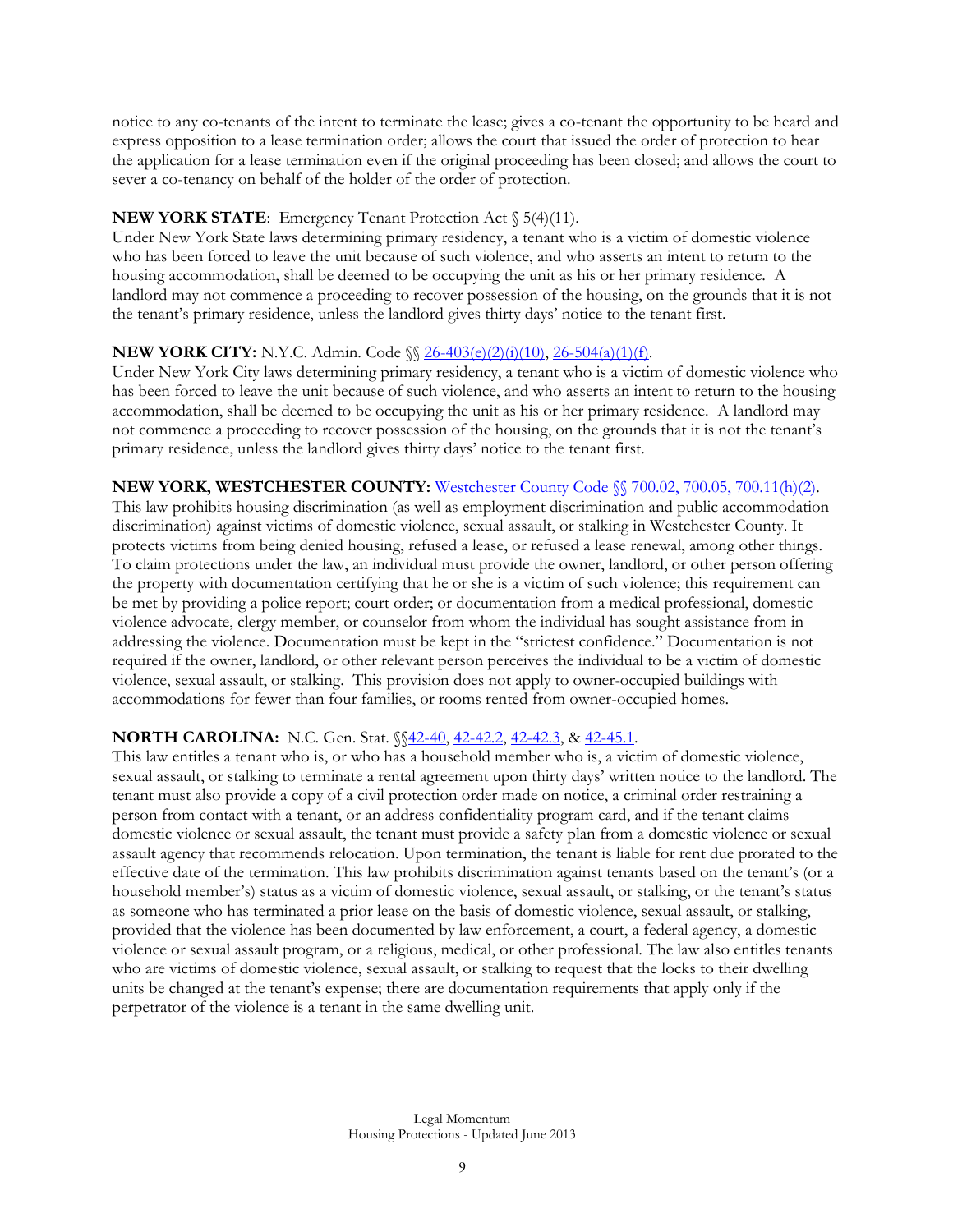notice to any co-tenants of the intent to terminate the lease; gives a co-tenant the opportunity to be heard and express opposition to a lease termination order; allows the court that issued the order of protection to hear the application for a lease termination even if the original proceeding has been closed; and allows the court to sever a co-tenancy on behalf of the holder of the order of protection.

**NEW YORK STATE**: Emergency Tenant Protection Act § 5(4)(11).
Under New York State laws determining primary residency, a tenant who is a victim of domestic violence who has been forced to leave the unit because of such violence, and who asserts an intent to return to the housing accommodation, shall be deemed to be occupying the unit as his or her primary residence. A landlord may not commence a proceeding to recover possession of the housing, on the grounds that it is not the tenant's primary residence, unless the landlord gives thirty days' notice to the tenant first.

**NEW YORK CITY:** N.Y.C. Admin. Code §§ 26-403(e)(2)(i)(10), 26-504(a)(1)(f).
Under New York City laws determining primary residency, a tenant who is a victim of domestic violence who has been forced to leave the unit because of such violence, and who asserts an intent to return to the housing accommodation, shall be deemed to be occupying the unit as his or her primary residence. A landlord may not commence a proceeding to recover possession of the housing, on the grounds that it is not the tenant's primary residence, unless the landlord gives thirty days' notice to the tenant first.

**NEW YORK, WESTCHESTER COUNTY:** Westchester County Code §§ 700.02, 700.05, 700.11(h)(2).
This law prohibits housing discrimination (as well as employment discrimination and public accommodation discrimination) against victims of domestic violence, sexual assault, or stalking in Westchester County. It protects victims from being denied housing, refused a lease, or refused a lease renewal, among other things. To claim protections under the law, an individual must provide the owner, landlord, or other person offering the property with documentation certifying that he or she is a victim of such violence; this requirement can be met by providing a police report; court order; or documentation from a medical professional, domestic violence advocate, clergy member, or counselor from whom the individual has sought assistance from in addressing the violence. Documentation must be kept in the "strictest confidence." Documentation is not required if the owner, landlord, or other relevant person perceives the individual to be a victim of domestic violence, sexual assault, or stalking. This provision does not apply to owner-occupied buildings with accommodations for fewer than four families, or rooms rented from owner-occupied homes.

**NORTH CAROLINA:** N.C. Gen. Stat. §§42-40, 42-42.2, 42-42.3, & 42-45.1.
This law entitles a tenant who is, or who has a household member who is, a victim of domestic violence, sexual assault, or stalking to terminate a rental agreement upon thirty days' written notice to the landlord. The tenant must also provide a copy of a civil protection order made on notice, a criminal order restraining a person from contact with a tenant, or an address confidentiality program card, and if the tenant claims domestic violence or sexual assault, the tenant must provide a safety plan from a domestic violence or sexual assault agency that recommends relocation. Upon termination, the tenant is liable for rent due prorated to the effective date of the termination. This law prohibits discrimination against tenants based on the tenant's (or a household member's) status as a victim of domestic violence, sexual assault, or stalking, or the tenant's status as someone who has terminated a prior lease on the basis of domestic violence, sexual assault, or stalking, provided that the violence has been documented by law enforcement, a court, a federal agency, a domestic violence or sexual assault program, or a religious, medical, or other professional. The law also entitles tenants who are victims of domestic violence, sexual assault, or stalking to request that the locks to their dwelling units be changed at the tenant's expense; there are documentation requirements that apply only if the perpetrator of the violence is a tenant in the same dwelling unit.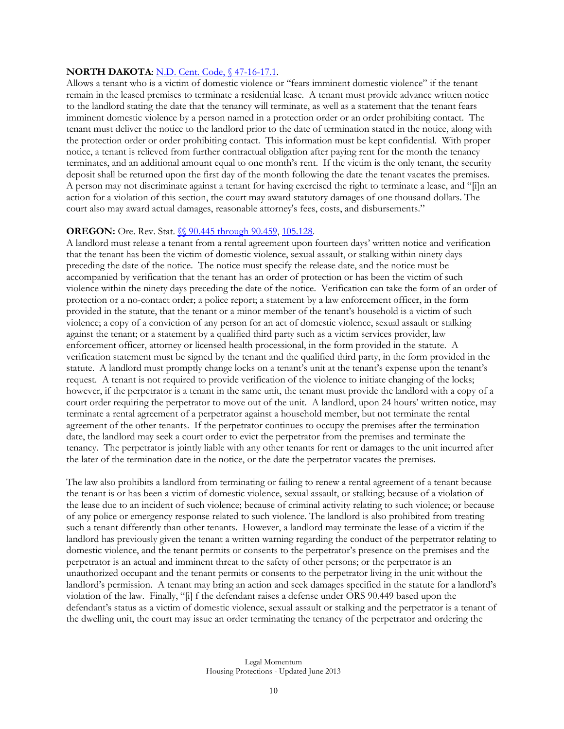**NORTH DAKOTA**: [N.D. Cent. Code, § 47-16-17.1](#).

Allows a tenant who is a victim of domestic violence or "fears imminent domestic violence" if the tenant remain in the leased premises to terminate a residential lease. A tenant must provide advance written notice to the landlord stating the date that the tenancy will terminate, as well as a statement that the tenant fears imminent domestic violence by a person named in a protection order or an order prohibiting contact. The tenant must deliver the notice to the landlord prior to the date of termination stated in the notice, along with the protection order or order prohibiting contact. This information must be kept confidential. With proper notice, a tenant is relieved from further contractual obligation after paying rent for the month the tenancy terminates, and an additional amount equal to one month's rent. If the victim is the only tenant, the security deposit shall be returned upon the first day of the month following the date the tenant vacates the premises. A person may not discriminate against a tenant for having exercised the right to terminate a lease, and "[i]n an action for a violation of this section, the court may award statutory damages of one thousand dollars. The court also may award actual damages, reasonable attorney's fees, costs, and disbursements."

**OREGON:** Ore. Rev. Stat. [§§ 90.445 through 90.459](#), [105.128](#).

A landlord must release a tenant from a rental agreement upon fourteen days' written notice and verification that the tenant has been the victim of domestic violence, sexual assault, or stalking within ninety days preceding the date of the notice. The notice must specify the release date, and the notice must be accompanied by verification that the tenant has an order of protection or has been the victim of such violence within the ninety days preceding the date of the notice. Verification can take the form of an order of protection or a no-contact order; a police report; a statement by a law enforcement officer, in the form provided in the statute, that the tenant or a minor member of the tenant's household is a victim of such violence; a copy of a conviction of any person for an act of domestic violence, sexual assault or stalking against the tenant; or a statement by a qualified third party such as a victim services provider, law enforcement officer, attorney or licensed health processional, in the form provided in the statute. A verification statement must be signed by the tenant and the qualified third party, in the form provided in the statute. A landlord must promptly change locks on a tenant's unit at the tenant's expense upon the tenant's request. A tenant is not required to provide verification of the violence to initiate changing of the locks; however, if the perpetrator is a tenant in the same unit, the tenant must provide the landlord with a copy of a court order requiring the perpetrator to move out of the unit. A landlord, upon 24 hours' written notice, may terminate a rental agreement of a perpetrator against a household member, but not terminate the rental agreement of the other tenants. If the perpetrator continues to occupy the premises after the termination date, the landlord may seek a court order to evict the perpetrator from the premises and terminate the tenancy. The perpetrator is jointly liable with any other tenants for rent or damages to the unit incurred after the later of the termination date in the notice, or the date the perpetrator vacates the premises.

The law also prohibits a landlord from terminating or failing to renew a rental agreement of a tenant because the tenant is or has been a victim of domestic violence, sexual assault, or stalking; because of a violation of the lease due to an incident of such violence; because of criminal activity relating to such violence; or because of any police or emergency response related to such violence. The landlord is also prohibited from treating such a tenant differently than other tenants. However, a landlord may terminate the lease of a victim if the landlord has previously given the tenant a written warning regarding the conduct of the perpetrator relating to domestic violence, and the tenant permits or consents to the perpetrator's presence on the premises and the perpetrator is an actual and imminent threat to the safety of other persons; or the perpetrator is an unauthorized occupant and the tenant permits or consents to the perpetrator living in the unit without the landlord's permission. A tenant may bring an action and seek damages specified in the statute for a landlord's violation of the law. Finally, "[i] f the defendant raises a defense under ORS 90.449 based upon the defendant's status as a victim of domestic violence, sexual assault or stalking and the perpetrator is a tenant of the dwelling unit, the court may issue an order terminating the tenancy of the perpetrator and ordering the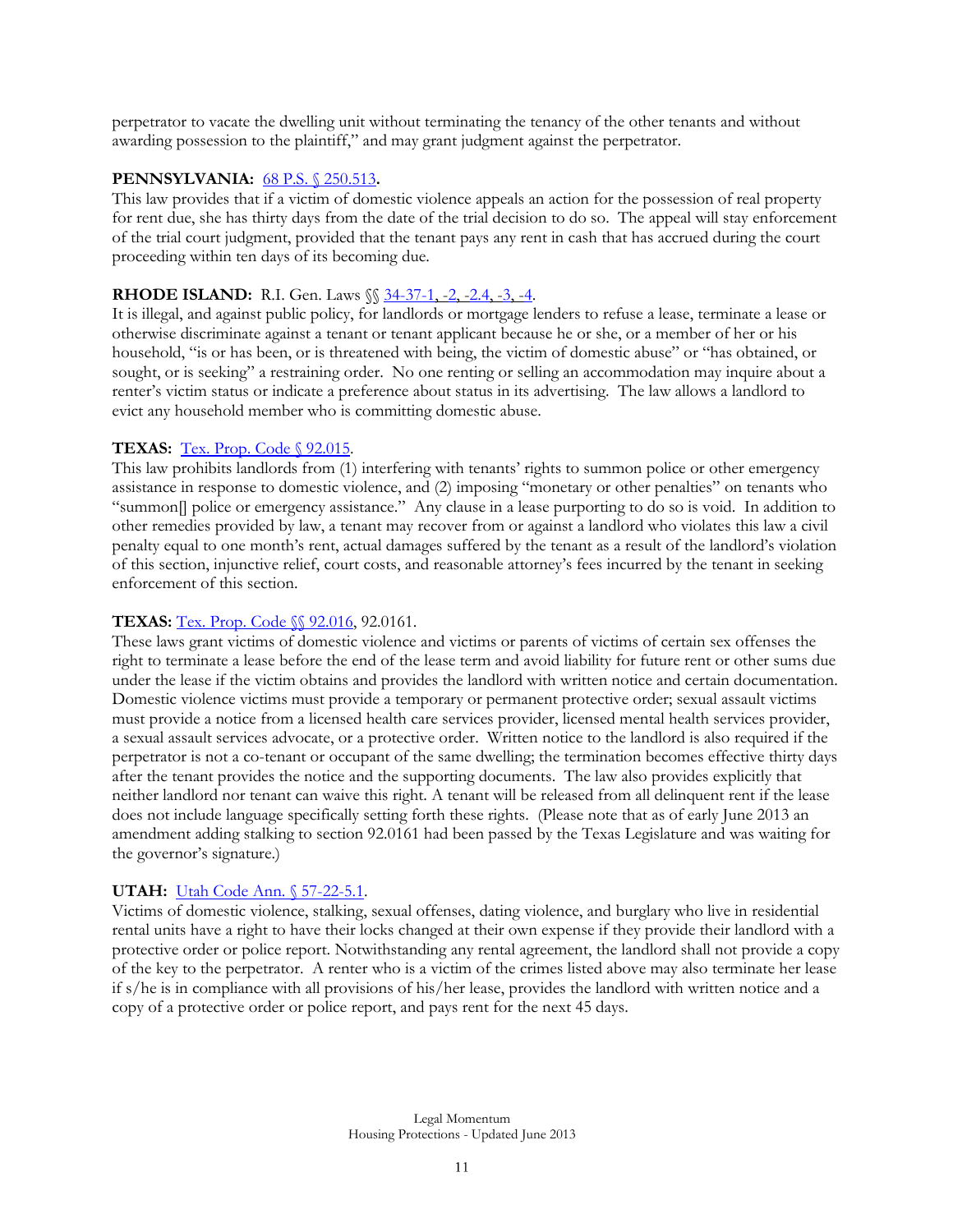perpetrator to vacate the dwelling unit without terminating the tenancy of the other tenants and without awarding possession to the plaintiff," and may grant judgment against the perpetrator.

**PENNSYLVANIA:** 68 P.S. § 250.513**.**

This law provides that if a victim of domestic violence appeals an action for the possession of real property for rent due, she has thirty days from the date of the trial decision to do so. The appeal will stay enforcement of the trial court judgment, provided that the tenant pays any rent in cash that has accrued during the court proceeding within ten days of its becoming due.

**RHODE ISLAND:** R.I. Gen. Laws §§ 34-37-1, -2, -2.4, -3, -4.

It is illegal, and against public policy, for landlords or mortgage lenders to refuse a lease, terminate a lease or otherwise discriminate against a tenant or tenant applicant because he or she, or a member of her or his household, "is or has been, or is threatened with being, the victim of domestic abuse" or "has obtained, or sought, or is seeking" a restraining order. No one renting or selling an accommodation may inquire about a renter's victim status or indicate a preference about status in its advertising. The law allows a landlord to evict any household member who is committing domestic abuse.

**TEXAS:** Tex. Prop. Code § 92.015.

This law prohibits landlords from (1) interfering with tenants' rights to summon police or other emergency assistance in response to domestic violence, and (2) imposing "monetary or other penalties" on tenants who "summon[] police or emergency assistance." Any clause in a lease purporting to do so is void. In addition to other remedies provided by law, a tenant may recover from or against a landlord who violates this law a civil penalty equal to one month's rent, actual damages suffered by the tenant as a result of the landlord's violation of this section, injunctive relief, court costs, and reasonable attorney's fees incurred by the tenant in seeking enforcement of this section.

**TEXAS:** Tex. Prop. Code §§ 92.016, 92.0161.

These laws grant victims of domestic violence and victims or parents of victims of certain sex offenses the right to terminate a lease before the end of the lease term and avoid liability for future rent or other sums due under the lease if the victim obtains and provides the landlord with written notice and certain documentation. Domestic violence victims must provide a temporary or permanent protective order; sexual assault victims must provide a notice from a licensed health care services provider, licensed mental health services provider, a sexual assault services advocate, or a protective order. Written notice to the landlord is also required if the perpetrator is not a co-tenant or occupant of the same dwelling; the termination becomes effective thirty days after the tenant provides the notice and the supporting documents. The law also provides explicitly that neither landlord nor tenant can waive this right. A tenant will be released from all delinquent rent if the lease does not include language specifically setting forth these rights. (Please note that as of early June 2013 an amendment adding stalking to section 92.0161 had been passed by the Texas Legislature and was waiting for the governor's signature.)

**UTAH:** Utah Code Ann. § 57-22-5.1.

Victims of domestic violence, stalking, sexual offenses, dating violence, and burglary who live in residential rental units have a right to have their locks changed at their own expense if they provide their landlord with a protective order or police report. Notwithstanding any rental agreement, the landlord shall not provide a copy of the key to the perpetrator. A renter who is a victim of the crimes listed above may also terminate her lease if s/he is in compliance with all provisions of his/her lease, provides the landlord with written notice and a copy of a protective order or police report, and pays rent for the next 45 days.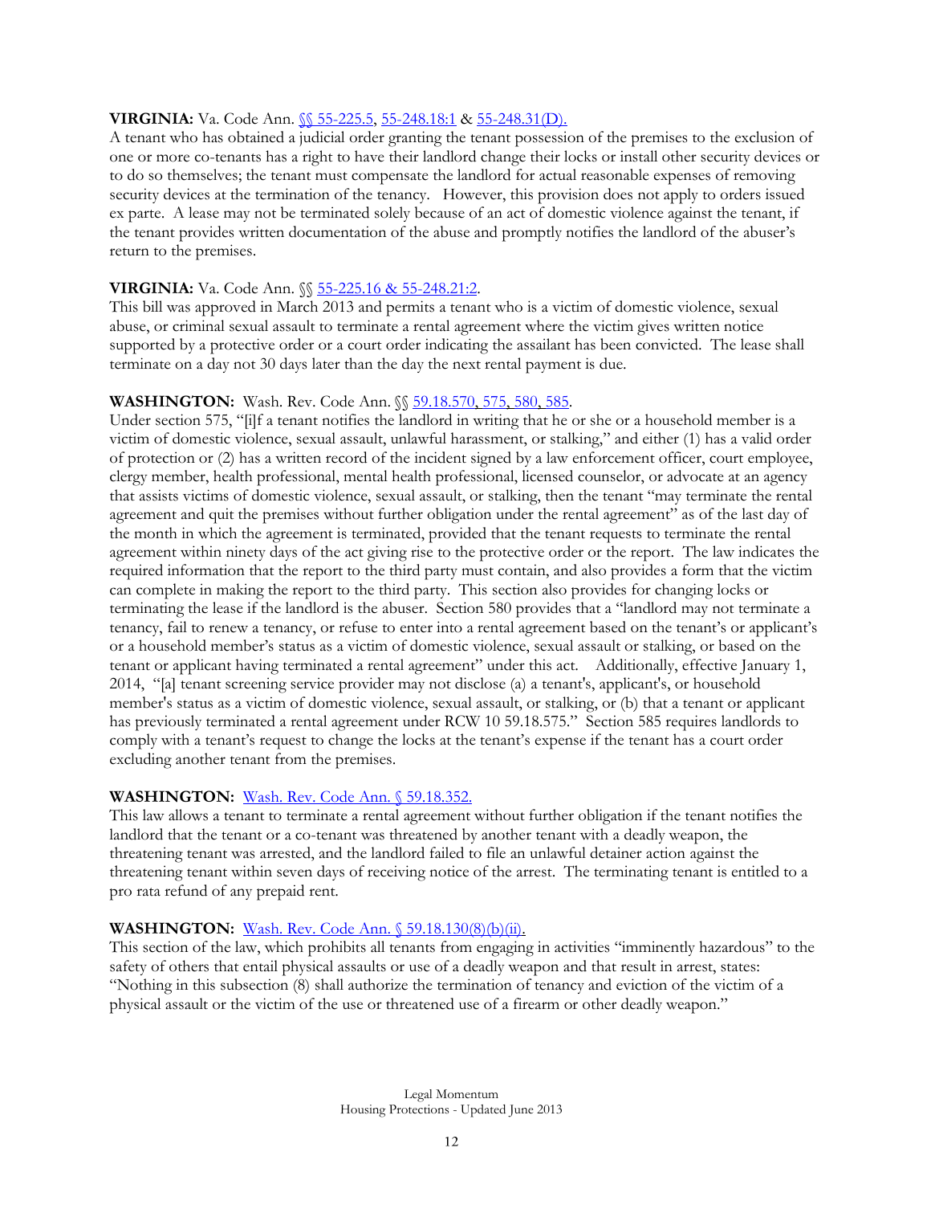**VIRGINIA:** Va. Code Ann. §§ 55-225.5, 55-248.18:1 & 55-248.31(D).

A tenant who has obtained a judicial order granting the tenant possession of the premises to the exclusion of one or more co-tenants has a right to have their landlord change their locks or install other security devices or to do so themselves; the tenant must compensate the landlord for actual reasonable expenses of removing security devices at the termination of the tenancy. However, this provision does not apply to orders issued ex parte. A lease may not be terminated solely because of an act of domestic violence against the tenant, if the tenant provides written documentation of the abuse and promptly notifies the landlord of the abuser's return to the premises.

**VIRGINIA:** Va. Code Ann. §§ 55-225.16 & 55-248.21:2.

This bill was approved in March 2013 and permits a tenant who is a victim of domestic violence, sexual abuse, or criminal sexual assault to terminate a rental agreement where the victim gives written notice supported by a protective order or a court order indicating the assailant has been convicted. The lease shall terminate on a day not 30 days later than the day the next rental payment is due.

**WASHINGTON:** Wash. Rev. Code Ann. §§ 59.18.570, 575, 580, 585.

Under section 575, "[i]f a tenant notifies the landlord in writing that he or she or a household member is a victim of domestic violence, sexual assault, unlawful harassment, or stalking," and either (1) has a valid order of protection or (2) has a written record of the incident signed by a law enforcement officer, court employee, clergy member, health professional, mental health professional, licensed counselor, or advocate at an agency that assists victims of domestic violence, sexual assault, or stalking, then the tenant "may terminate the rental agreement and quit the premises without further obligation under the rental agreement" as of the last day of the month in which the agreement is terminated, provided that the tenant requests to terminate the rental agreement within ninety days of the act giving rise to the protective order or the report. The law indicates the required information that the report to the third party must contain, and also provides a form that the victim can complete in making the report to the third party. This section also provides for changing locks or terminating the lease if the landlord is the abuser. Section 580 provides that a "landlord may not terminate a tenancy, fail to renew a tenancy, or refuse to enter into a rental agreement based on the tenant's or applicant's or a household member's status as a victim of domestic violence, sexual assault or stalking, or based on the tenant or applicant having terminated a rental agreement" under this act. Additionally, effective January 1, 2014, "[a] tenant screening service provider may not disclose (a) a tenant's, applicant's, or household member's status as a victim of domestic violence, sexual assault, or stalking, or (b) that a tenant or applicant has previously terminated a rental agreement under RCW 10 59.18.575." Section 585 requires landlords to comply with a tenant's request to change the locks at the tenant's expense if the tenant has a court order excluding another tenant from the premises.

**WASHINGTON:** Wash. Rev. Code Ann. § 59.18.352.

This law allows a tenant to terminate a rental agreement without further obligation if the tenant notifies the landlord that the tenant or a co-tenant was threatened by another tenant with a deadly weapon, the threatening tenant was arrested, and the landlord failed to file an unlawful detainer action against the threatening tenant within seven days of receiving notice of the arrest. The terminating tenant is entitled to a pro rata refund of any prepaid rent.

**WASHINGTON:** Wash. Rev. Code Ann. § 59.18.130(8)(b)(ii).

This section of the law, which prohibits all tenants from engaging in activities "imminently hazardous" to the safety of others that entail physical assaults or use of a deadly weapon and that result in arrest, states: "Nothing in this subsection (8) shall authorize the termination of tenancy and eviction of the victim of a physical assault or the victim of the use or threatened use of a firearm or other deadly weapon."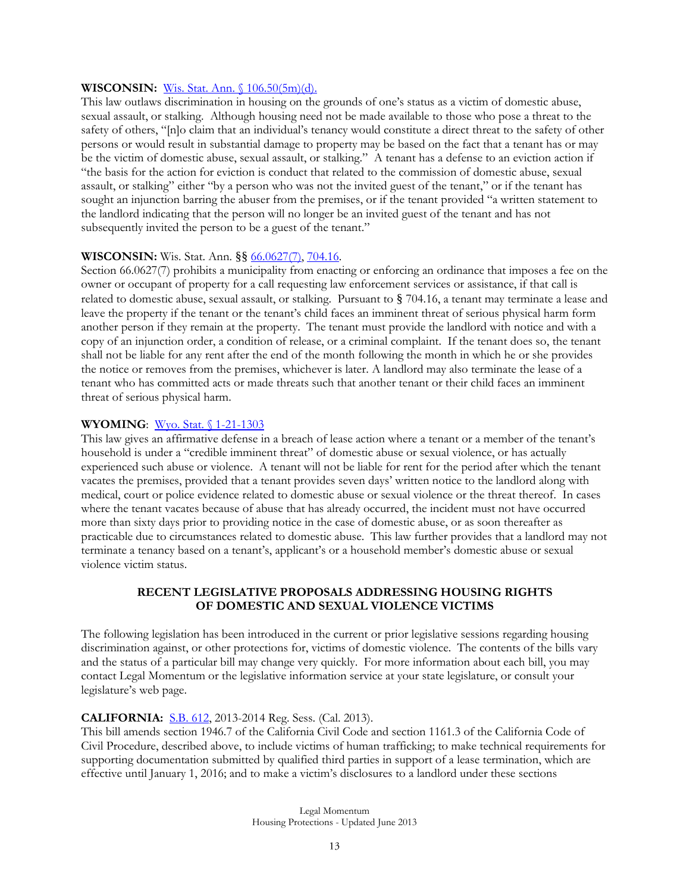**WISCONSIN:** [Wis. Stat. Ann. § 106.50(5m)(d).]

This law outlaws discrimination in housing on the grounds of one's status as a victim of domestic abuse, sexual assault, or stalking. Although housing need not be made available to those who pose a threat to the safety of others, "[n]o claim that an individual's tenancy would constitute a direct threat to the safety of other persons or would result in substantial damage to property may be based on the fact that a tenant has or may be the victim of domestic abuse, sexual assault, or stalking." A tenant has a defense to an eviction action if "the basis for the action for eviction is conduct that related to the commission of domestic abuse, sexual assault, or stalking" either "by a person who was not the invited guest of the tenant," or if the tenant has sought an injunction barring the abuser from the premises, or if the tenant provided "a written statement to the landlord indicating that the person will no longer be an invited guest of the tenant and has not subsequently invited the person to be a guest of the tenant."

**WISCONSIN:** Wis. Stat. Ann. §§ 66.0627(7), 704.16.

Section 66.0627(7) prohibits a municipality from enacting or enforcing an ordinance that imposes a fee on the owner or occupant of property for a call requesting law enforcement services or assistance, if that call is related to domestic abuse, sexual assault, or stalking. Pursuant to § 704.16, a tenant may terminate a lease and leave the property if the tenant or the tenant's child faces an imminent threat of serious physical harm form another person if they remain at the property. The tenant must provide the landlord with notice and with a copy of an injunction order, a condition of release, or a criminal complaint. If the tenant does so, the tenant shall not be liable for any rent after the end of the month following the month in which he or she provides the notice or removes from the premises, whichever is later. A landlord may also terminate the lease of a tenant who has committed acts or made threats such that another tenant or their child faces an imminent threat of serious physical harm.

**WYOMING**: Wyo. Stat. § 1-21-1303

This law gives an affirmative defense in a breach of lease action where a tenant or a member of the tenant's household is under a "credible imminent threat" of domestic abuse or sexual violence, or has actually experienced such abuse or violence. A tenant will not be liable for rent for the period after which the tenant vacates the premises, provided that a tenant provides seven days' written notice to the landlord along with medical, court or police evidence related to domestic abuse or sexual violence or the threat thereof. In cases where the tenant vacates because of abuse that has already occurred, the incident must not have occurred more than sixty days prior to providing notice in the case of domestic abuse, or as soon thereafter as practicable due to circumstances related to domestic abuse. This law further provides that a landlord may not terminate a tenancy based on a tenant's, applicant's or a household member's domestic abuse or sexual violence victim status.

## RECENT LEGISLATIVE PROPOSALS ADDRESSING HOUSING RIGHTS OF DOMESTIC AND SEXUAL VIOLENCE VICTIMS

The following legislation has been introduced in the current or prior legislative sessions regarding housing discrimination against, or other protections for, victims of domestic violence. The contents of the bills vary and the status of a particular bill may change very quickly. For more information about each bill, you may contact Legal Momentum or the legislative information service at your state legislature, or consult your legislature's web page.

**CALIFORNIA:** S.B. 612, 2013-2014 Reg. Sess. (Cal. 2013).

This bill amends section 1946.7 of the California Civil Code and section 1161.3 of the California Code of Civil Procedure, described above, to include victims of human trafficking; to make technical requirements for supporting documentation submitted by qualified third parties in support of a lease termination, which are effective until January 1, 2016; and to make a victim's disclosures to a landlord under these sections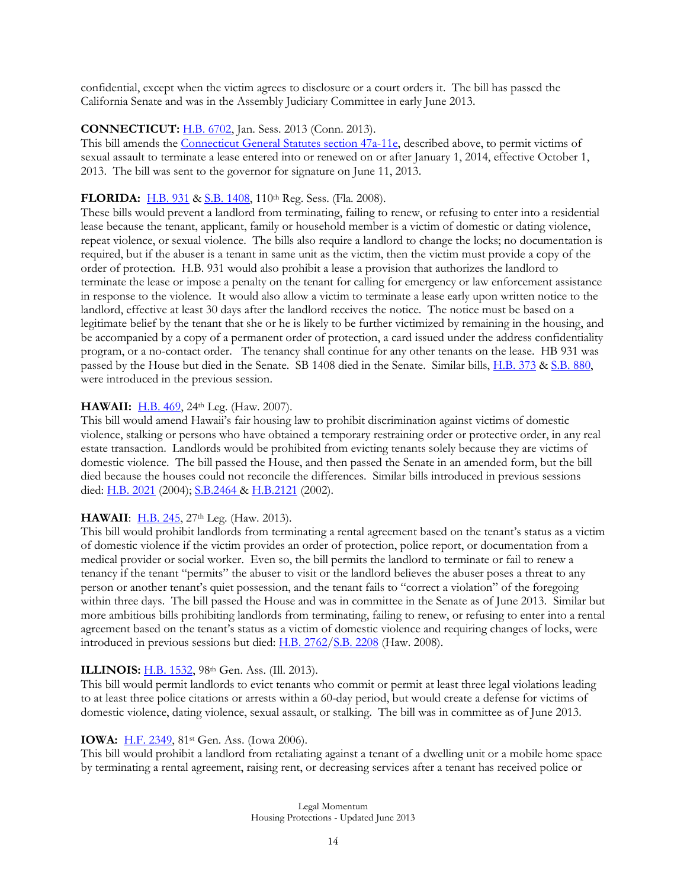confidential, except when the victim agrees to disclosure or a court orders it. The bill has passed the California Senate and was in the Assembly Judiciary Committee in early June 2013.

**CONNECTICUT:** H.B. 6702, Jan. Sess. 2013 (Conn. 2013).
This bill amends the Connecticut General Statutes section 47a-11e, described above, to permit victims of sexual assault to terminate a lease entered into or renewed on or after January 1, 2014, effective October 1, 2013. The bill was sent to the governor for signature on June 11, 2013.

**FLORIDA:** H.B. 931 & S.B. 1408, 110th Reg. Sess. (Fla. 2008).
These bills would prevent a landlord from terminating, failing to renew, or refusing to enter into a residential lease because the tenant, applicant, family or household member is a victim of domestic or dating violence, repeat violence, or sexual violence. The bills also require a landlord to change the locks; no documentation is required, but if the abuser is a tenant in same unit as the victim, then the victim must provide a copy of the order of protection. H.B. 931 would also prohibit a lease a provision that authorizes the landlord to terminate the lease or impose a penalty on the tenant for calling for emergency or law enforcement assistance in response to the violence. It would also allow a victim to terminate a lease early upon written notice to the landlord, effective at least 30 days after the landlord receives the notice. The notice must be based on a legitimate belief by the tenant that she or he is likely to be further victimized by remaining in the housing, and be accompanied by a copy of a permanent order of protection, a card issued under the address confidentiality program, or a no-contact order. The tenancy shall continue for any other tenants on the lease. HB 931 was passed by the House but died in the Senate. SB 1408 died in the Senate. Similar bills, H.B. 373 & S.B. 880, were introduced in the previous session.

**HAWAII:** H.B. 469, 24th Leg. (Haw. 2007).
This bill would amend Hawaii's fair housing law to prohibit discrimination against victims of domestic violence, stalking or persons who have obtained a temporary restraining order or protective order, in any real estate transaction. Landlords would be prohibited from evicting tenants solely because they are victims of domestic violence. The bill passed the House, and then passed the Senate in an amended form, but the bill died because the houses could not reconcile the differences. Similar bills introduced in previous sessions died: H.B. 2021 (2004); S.B.2464 & H.B.2121 (2002).

**HAWAII**: H.B. 245, 27th Leg. (Haw. 2013).
This bill would prohibit landlords from terminating a rental agreement based on the tenant's status as a victim of domestic violence if the victim provides an order of protection, police report, or documentation from a medical provider or social worker. Even so, the bill permits the landlord to terminate or fail to renew a tenancy if the tenant "permits" the abuser to visit or the landlord believes the abuser poses a threat to any person or another tenant's quiet possession, and the tenant fails to "correct a violation" of the foregoing within three days. The bill passed the House and was in committee in the Senate as of June 2013. Similar but more ambitious bills prohibiting landlords from terminating, failing to renew, or refusing to enter into a rental agreement based on the tenant's status as a victim of domestic violence and requiring changes of locks, were introduced in previous sessions but died: H.B. 2762/S.B. 2208 (Haw. 2008).

**ILLINOIS:** H.B. 1532, 98th Gen. Ass. (Ill. 2013).
This bill would permit landlords to evict tenants who commit or permit at least three legal violations leading to at least three police citations or arrests within a 60-day period, but would create a defense for victims of domestic violence, dating violence, sexual assault, or stalking. The bill was in committee as of June 2013.

**IOWA:** H.F. 2349, 81st Gen. Ass. (Iowa 2006).
This bill would prohibit a landlord from retaliating against a tenant of a dwelling unit or a mobile home space by terminating a rental agreement, raising rent, or decreasing services after a tenant has received police or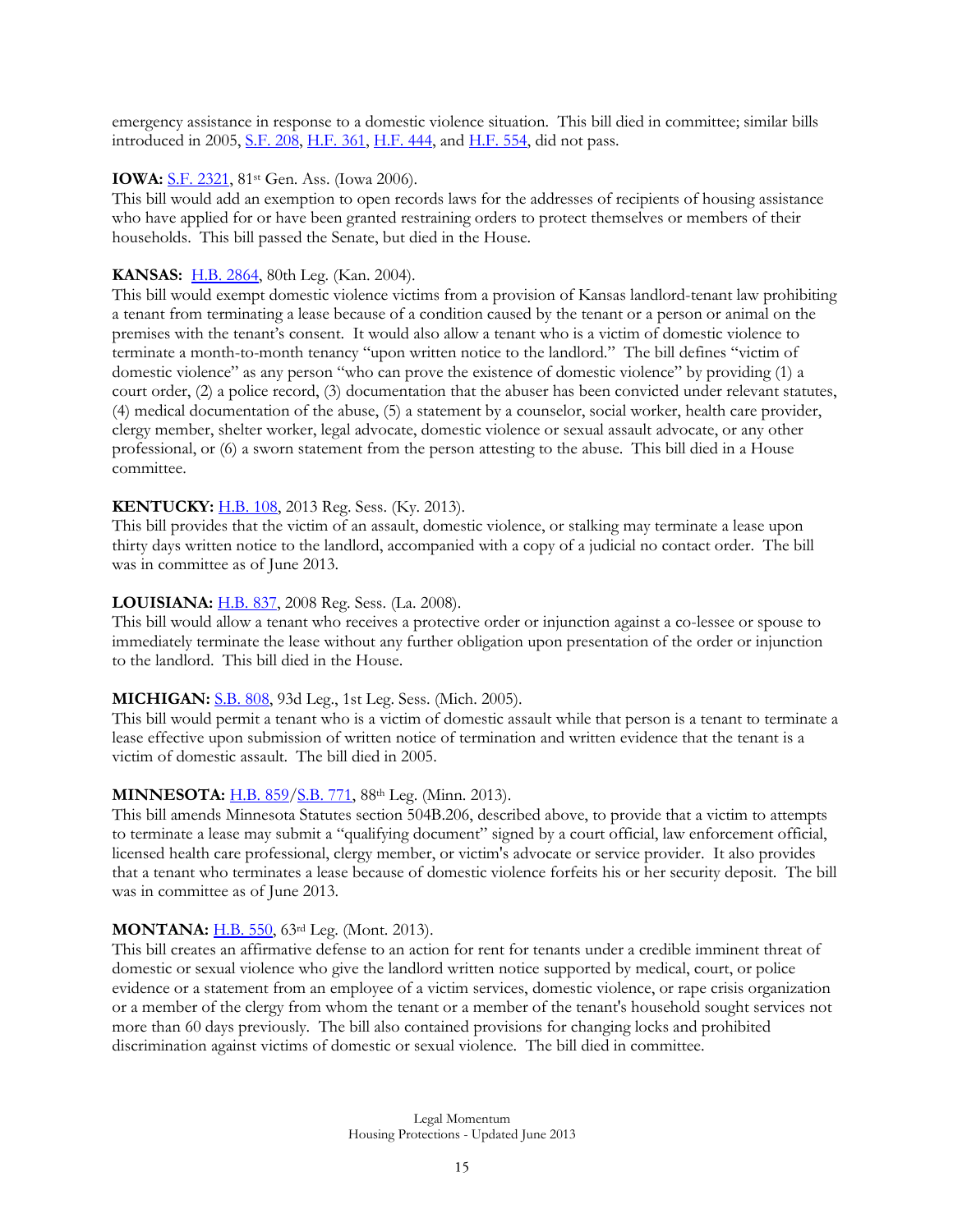emergency assistance in response to a domestic violence situation. This bill died in committee; similar bills introduced in 2005, S.F. 208, H.F. 361, H.F. 444, and H.F. 554, did not pass.

**IOWA:** S.F. 2321, 81st Gen. Ass. (Iowa 2006).
This bill would add an exemption to open records laws for the addresses of recipients of housing assistance who have applied for or have been granted restraining orders to protect themselves or members of their households. This bill passed the Senate, but died in the House.

**KANSAS:** H.B. 2864, 80th Leg. (Kan. 2004).
This bill would exempt domestic violence victims from a provision of Kansas landlord-tenant law prohibiting a tenant from terminating a lease because of a condition caused by the tenant or a person or animal on the premises with the tenant's consent. It would also allow a tenant who is a victim of domestic violence to terminate a month-to-month tenancy "upon written notice to the landlord." The bill defines "victim of domestic violence" as any person "who can prove the existence of domestic violence" by providing (1) a court order, (2) a police record, (3) documentation that the abuser has been convicted under relevant statutes, (4) medical documentation of the abuse, (5) a statement by a counselor, social worker, health care provider, clergy member, shelter worker, legal advocate, domestic violence or sexual assault advocate, or any other professional, or (6) a sworn statement from the person attesting to the abuse. This bill died in a House committee.

**KENTUCKY:** H.B. 108, 2013 Reg. Sess. (Ky. 2013).
This bill provides that the victim of an assault, domestic violence, or stalking may terminate a lease upon thirty days written notice to the landlord, accompanied with a copy of a judicial no contact order. The bill was in committee as of June 2013.

**LOUISIANA:** H.B. 837, 2008 Reg. Sess. (La. 2008).
This bill would allow a tenant who receives a protective order or injunction against a co-lessee or spouse to immediately terminate the lease without any further obligation upon presentation of the order or injunction to the landlord. This bill died in the House.

**MICHIGAN:** S.B. 808, 93d Leg., 1st Leg. Sess. (Mich. 2005).
This bill would permit a tenant who is a victim of domestic assault while that person is a tenant to terminate a lease effective upon submission of written notice of termination and written evidence that the tenant is a victim of domestic assault. The bill died in 2005.

**MINNESOTA:** H.B. 859/S.B. 771, 88th Leg. (Minn. 2013).
This bill amends Minnesota Statutes section 504B.206, described above, to provide that a victim to attempts to terminate a lease may submit a "qualifying document" signed by a court official, law enforcement official, licensed health care professional, clergy member, or victim's advocate or service provider. It also provides that a tenant who terminates a lease because of domestic violence forfeits his or her security deposit. The bill was in committee as of June 2013.

**MONTANA:** H.B. 550, 63rd Leg. (Mont. 2013).
This bill creates an affirmative defense to an action for rent for tenants under a credible imminent threat of domestic or sexual violence who give the landlord written notice supported by medical, court, or police evidence or a statement from an employee of a victim services, domestic violence, or rape crisis organization or a member of the clergy from whom the tenant or a member of the tenant's household sought services not more than 60 days previously. The bill also contained provisions for changing locks and prohibited discrimination against victims of domestic or sexual violence. The bill died in committee.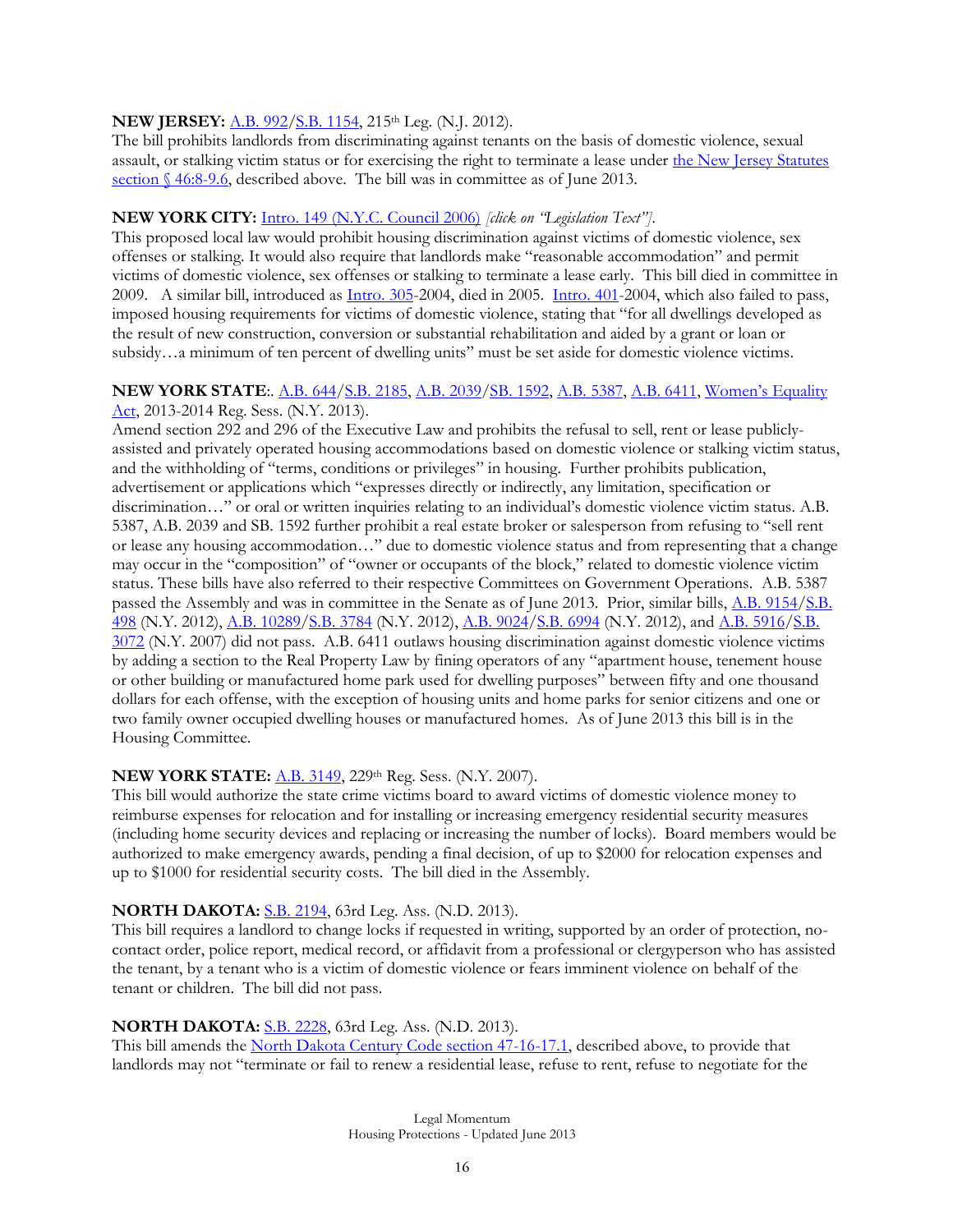**NEW JERSEY:** A.B. 992/S.B. 1154, 215th Leg. (N.J. 2012).
The bill prohibits landlords from discriminating against tenants on the basis of domestic violence, sexual assault, or stalking victim status or for exercising the right to terminate a lease under the New Jersey Statutes section § 46:8-9.6, described above. The bill was in committee as of June 2013.

**NEW YORK CITY:** Intro. 149 (N.Y.C. Council 2006) *[click on "Legislation Text"].*
This proposed local law would prohibit housing discrimination against victims of domestic violence, sex offenses or stalking. It would also require that landlords make "reasonable accommodation" and permit victims of domestic violence, sex offenses or stalking to terminate a lease early. This bill died in committee in 2009. A similar bill, introduced as Intro. 305-2004, died in 2005. Intro. 401-2004, which also failed to pass, imposed housing requirements for victims of domestic violence, stating that "for all dwellings developed as the result of new construction, conversion or substantial rehabilitation and aided by a grant or loan or subsidy…a minimum of ten percent of dwelling units" must be set aside for domestic violence victims.

**NEW YORK STATE**:. A.B. 644/S.B. 2185, A.B. 2039/SB. 1592, A.B. 5387, A.B. 6411, Women's Equality Act, 2013-2014 Reg. Sess. (N.Y. 2013).
Amend section 292 and 296 of the Executive Law and prohibits the refusal to sell, rent or lease publicly-assisted and privately operated housing accommodations based on domestic violence or stalking victim status, and the withholding of "terms, conditions or privileges" in housing. Further prohibits publication, advertisement or applications which "expresses directly or indirectly, any limitation, specification or discrimination…" or oral or written inquiries relating to an individual's domestic violence victim status. A.B. 5387, A.B. 2039 and SB. 1592 further prohibit a real estate broker or salesperson from refusing to "sell rent or lease any housing accommodation…" due to domestic violence status and from representing that a change may occur in the "composition" of "owner or occupants of the block," related to domestic violence victim status. These bills have also referred to their respective Committees on Government Operations. A.B. 5387 passed the Assembly and was in committee in the Senate as of June 2013. Prior, similar bills, A.B. 9154/S.B. 498 (N.Y. 2012), A.B. 10289/S.B. 3784 (N.Y. 2012), A.B. 9024/S.B. 6994 (N.Y. 2012), and A.B. 5916/S.B. 3072 (N.Y. 2007) did not pass. A.B. 6411 outlaws housing discrimination against domestic violence victims by adding a section to the Real Property Law by fining operators of any "apartment house, tenement house or other building or manufactured home park used for dwelling purposes" between fifty and one thousand dollars for each offense, with the exception of housing units and home parks for senior citizens and one or two family owner occupied dwelling houses or manufactured homes. As of June 2013 this bill is in the Housing Committee.

**NEW YORK STATE:** A.B. 3149, 229th Reg. Sess. (N.Y. 2007).
This bill would authorize the state crime victims board to award victims of domestic violence money to reimburse expenses for relocation and for installing or increasing emergency residential security measures (including home security devices and replacing or increasing the number of locks). Board members would be authorized to make emergency awards, pending a final decision, of up to $2000 for relocation expenses and up to $1000 for residential security costs. The bill died in the Assembly.

**NORTH DAKOTA:** S.B. 2194, 63rd Leg. Ass. (N.D. 2013).
This bill requires a landlord to change locks if requested in writing, supported by an order of protection, no-contact order, police report, medical record, or affidavit from a professional or clergyperson who has assisted the tenant, by a tenant who is a victim of domestic violence or fears imminent violence on behalf of the tenant or children. The bill did not pass.

**NORTH DAKOTA:** S.B. 2228, 63rd Leg. Ass. (N.D. 2013).
This bill amends the North Dakota Century Code section 47-16-17.1, described above, to provide that landlords may not "terminate or fail to renew a residential lease, refuse to rent, refuse to negotiate for the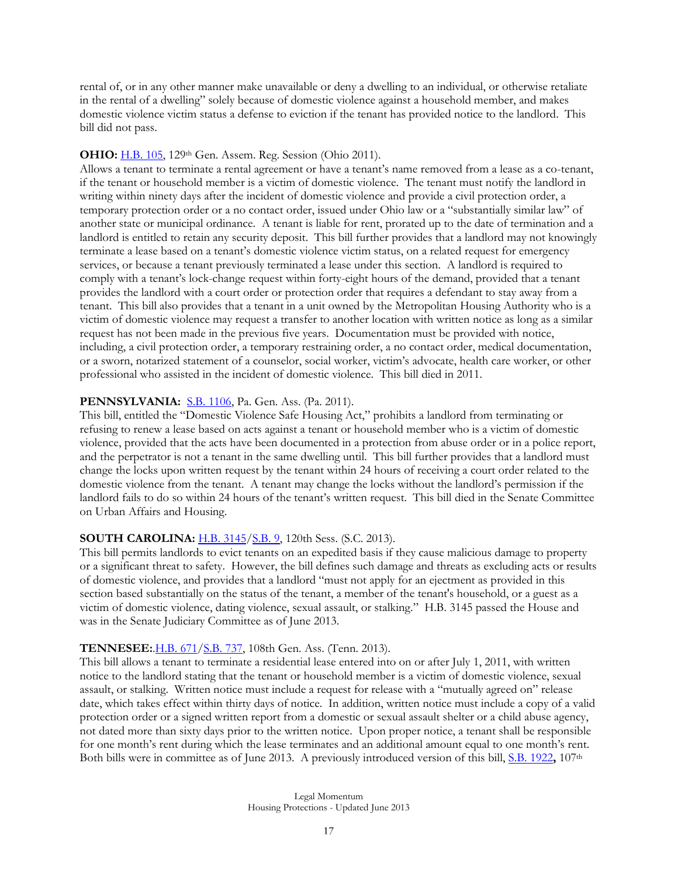rental of, or in any other manner make unavailable or deny a dwelling to an individual, or otherwise retaliate in the rental of a dwelling" solely because of domestic violence against a household member, and makes domestic violence victim status a defense to eviction if the tenant has provided notice to the landlord. This bill did not pass.

**OHIO:** H.B. 105, 129th Gen. Assem. Reg. Session (Ohio 2011).
Allows a tenant to terminate a rental agreement or have a tenant's name removed from a lease as a co-tenant, if the tenant or household member is a victim of domestic violence. The tenant must notify the landlord in writing within ninety days after the incident of domestic violence and provide a civil protection order, a temporary protection order or a no contact order, issued under Ohio law or a "substantially similar law" of another state or municipal ordinance. A tenant is liable for rent, prorated up to the date of termination and a landlord is entitled to retain any security deposit. This bill further provides that a landlord may not knowingly terminate a lease based on a tenant's domestic violence victim status, on a related request for emergency services, or because a tenant previously terminated a lease under this section. A landlord is required to comply with a tenant's lock-change request within forty-eight hours of the demand, provided that a tenant provides the landlord with a court order or protection order that requires a defendant to stay away from a tenant. This bill also provides that a tenant in a unit owned by the Metropolitan Housing Authority who is a victim of domestic violence may request a transfer to another location with written notice as long as a similar request has not been made in the previous five years. Documentation must be provided with notice, including, a civil protection order, a temporary restraining order, a no contact order, medical documentation, or a sworn, notarized statement of a counselor, social worker, victim's advocate, health care worker, or other professional who assisted in the incident of domestic violence. This bill died in 2011.

**PENNSYLVANIA:** S.B. 1106, Pa. Gen. Ass. (Pa. 2011).
This bill, entitled the "Domestic Violence Safe Housing Act," prohibits a landlord from terminating or refusing to renew a lease based on acts against a tenant or household member who is a victim of domestic violence, provided that the acts have been documented in a protection from abuse order or in a police report, and the perpetrator is not a tenant in the same dwelling until. This bill further provides that a landlord must change the locks upon written request by the tenant within 24 hours of receiving a court order related to the domestic violence from the tenant. A tenant may change the locks without the landlord's permission if the landlord fails to do so within 24 hours of the tenant's written request. This bill died in the Senate Committee on Urban Affairs and Housing.

**SOUTH CAROLINA:** H.B. 3145/S.B. 9, 120th Sess. (S.C. 2013).
This bill permits landlords to evict tenants on an expedited basis if they cause malicious damage to property or a significant threat to safety. However, the bill defines such damage and threats as excluding acts or results of domestic violence, and provides that a landlord "must not apply for an ejectment as provided in this section based substantially on the status of the tenant, a member of the tenant's household, or a guest as a victim of domestic violence, dating violence, sexual assault, or stalking." H.B. 3145 passed the House and was in the Senate Judiciary Committee as of June 2013.

**TENNESEE:**.H.B. 671/S.B. 737, 108th Gen. Ass. (Tenn. 2013).
This bill allows a tenant to terminate a residential lease entered into on or after July 1, 2011, with written notice to the landlord stating that the tenant or household member is a victim of domestic violence, sexual assault, or stalking. Written notice must include a request for release with a "mutually agreed on" release date, which takes effect within thirty days of notice. In addition, written notice must include a copy of a valid protection order or a signed written report from a domestic or sexual assault shelter or a child abuse agency, not dated more than sixty days prior to the written notice. Upon proper notice, a tenant shall be responsible for one month's rent during which the lease terminates and an additional amount equal to one month's rent. Both bills were in committee as of June 2013. A previously introduced version of this bill, **S.B. 1922,** 107th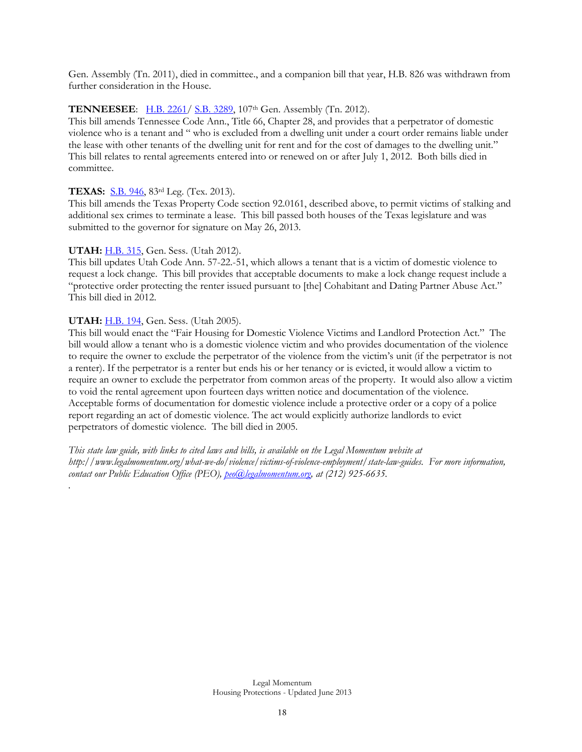Gen. Assembly (Tn. 2011), died in committee., and a companion bill that year, H.B. 826 was withdrawn from further consideration in the House.

**TENNEESEE**: H.B. 2261/ S.B. 3289, 107th Gen. Assembly (Tn. 2012).
This bill amends Tennessee Code Ann., Title 66, Chapter 28, and provides that a perpetrator of domestic violence who is a tenant and " who is excluded from a dwelling unit under a court order remains liable under the lease with other tenants of the dwelling unit for rent and for the cost of damages to the dwelling unit." This bill relates to rental agreements entered into or renewed on or after July 1, 2012. Both bills died in committee.

**TEXAS:** S.B. 946, 83rd Leg. (Tex. 2013).
This bill amends the Texas Property Code section 92.0161, described above, to permit victims of stalking and additional sex crimes to terminate a lease. This bill passed both houses of the Texas legislature and was submitted to the governor for signature on May 26, 2013.

**UTAH:** H.B. 315, Gen. Sess. (Utah 2012).
This bill updates Utah Code Ann. 57-22.-51, which allows a tenant that is a victim of domestic violence to request a lock change. This bill provides that acceptable documents to make a lock change request include a "protective order protecting the renter issued pursuant to [the] Cohabitant and Dating Partner Abuse Act." This bill died in 2012.

**UTAH:** H.B. 194, Gen. Sess. (Utah 2005).
This bill would enact the "Fair Housing for Domestic Violence Victims and Landlord Protection Act." The bill would allow a tenant who is a domestic violence victim and who provides documentation of the violence to require the owner to exclude the perpetrator of the violence from the victim's unit (if the perpetrator is not a renter). If the perpetrator is a renter but ends his or her tenancy or is evicted, it would allow a victim to require an owner to exclude the perpetrator from common areas of the property. It would also allow a victim to void the rental agreement upon fourteen days written notice and documentation of the violence. Acceptable forms of documentation for domestic violence include a protective order or a copy of a police report regarding an act of domestic violence. The act would explicitly authorize landlords to evict perpetrators of domestic violence. The bill died in 2005.

*This state law guide, with links to cited laws and bills, is available on the Legal Momentum website at http://www.legalmomentum.org/what-we-do/violence/victims-of-violence-employment/state-law-guides. For more information, contact our Public Education Office (PEO), peo@legalmomentum.org, at (212) 925-6635.*

.